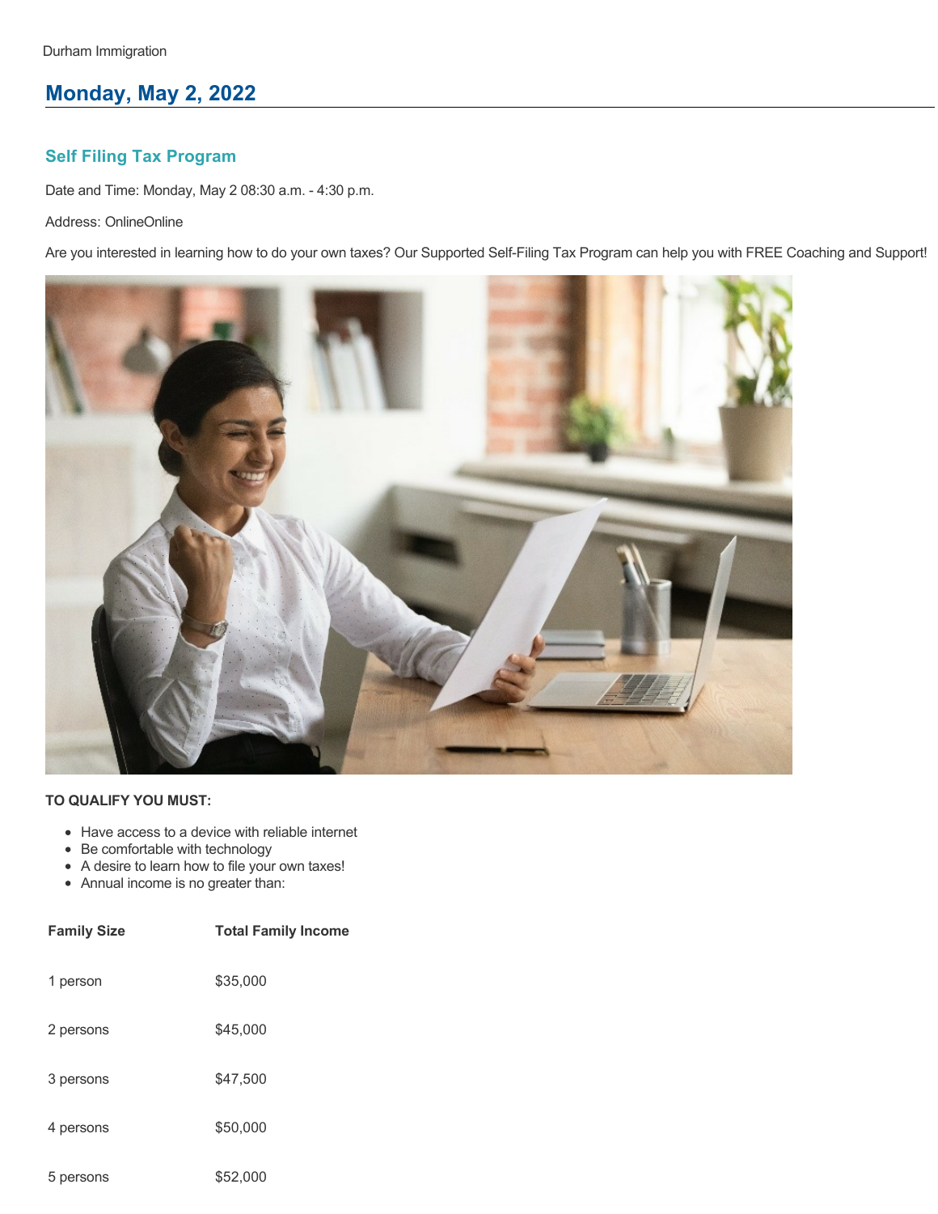Durham Immigration

## Monday, May 2, 2022

### Self Filing Tax Program

Date and Time: Monday, May 2 08:30 a.m. - 4:30 p.m.

Address: OnlineOnline

Are you interested in learning how to do your own taxes? Our Supported Self-Filing Tax Program can help you with FREE Coaching and Support!

**TO QUALIFY YOU MUST:**

- Have access to a device with reliable internet
- Be comfortable with technology
- A desire to learn how to file your own taxes!
- Annual income is no greater than:

| Family Size | Total Family Income |
|---|---|
| 1 person | $35,000 |
| 2 persons | $45,000 |
| 3 persons | $47,500 |
| 4 persons | $50,000 |
| 5 persons | $52,000 |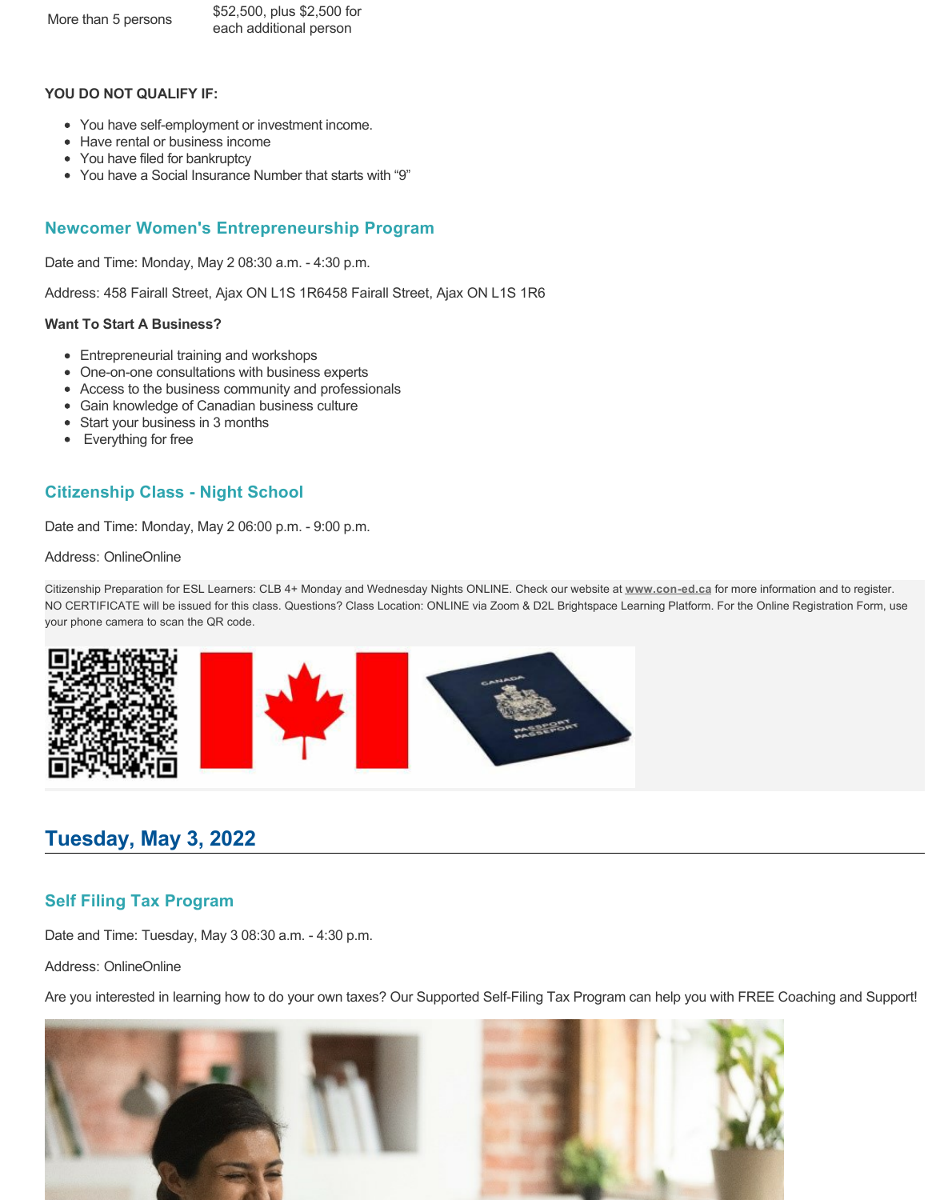| More than 5 persons | $52,500, plus $2,500 for each additional person |
|---|---|

**YOU DO NOT QUALIFY IF:**

- You have self-employment or investment income.
- Have rental or business income
- You have filed for bankruptcy
- You have a Social Insurance Number that starts with "9"

### Newcomer Women's Entrepreneurship Program

Date and Time: Monday, May 2 08:30 a.m. - 4:30 p.m.

Address: 458 Fairall Street, Ajax ON L1S 1R6458 Fairall Street, Ajax ON L1S 1R6

**Want To Start A Business?**

- Entrepreneurial training and workshops
- One-on-one consultations with business experts
- Access to the business community and professionals
- Gain knowledge of Canadian business culture
- Start your business in 3 months
- Everything for free

### Citizenship Class - Night School

Date and Time: Monday, May 2 06:00 p.m. - 9:00 p.m.

Address: OnlineOnline

Citizenship Preparation for ESL Learners: CLB 4+ Monday and Wednesday Nights ONLINE. Check our website at **www.con-ed.ca** for more information and to register. NO CERTIFICATE will be issued for this class. Questions? Class Location: ONLINE via Zoom & D2L Brightspace Learning Platform. For the Online Registration Form, use your phone camera to scan the QR code.

## Tuesday, May 3, 2022

### Self Filing Tax Program

Date and Time: Tuesday, May 3 08:30 a.m. - 4:30 p.m.

Address: OnlineOnline

Are you interested in learning how to do your own taxes? Our Supported Self-Filing Tax Program can help you with FREE Coaching and Support!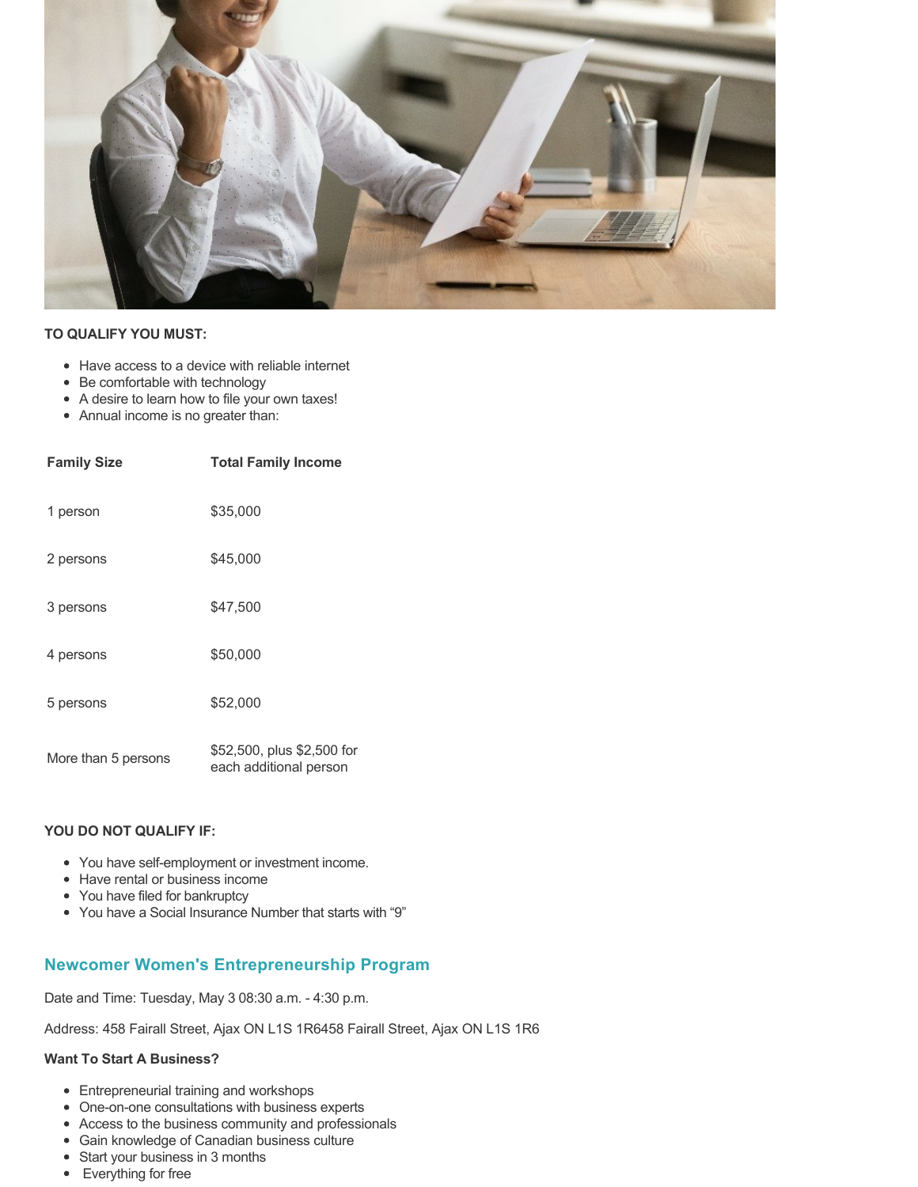**TO QUALIFY YOU MUST:**

- Have access to a device with reliable internet
- Be comfortable with technology
- A desire to learn how to file your own taxes!
- Annual income is no greater than:

| Family Size | Total Family Income |
|---|---|
| 1 person | $35,000 |
| 2 persons | $45,000 |
| 3 persons | $47,500 |
| 4 persons | $50,000 |
| 5 persons | $52,000 |
| More than 5 persons | $52,500, plus $2,500 for each additional person |

**YOU DO NOT QUALIFY IF:**

- You have self-employment or investment income.
- Have rental or business income
- You have filed for bankruptcy
- You have a Social Insurance Number that starts with "9"

## Newcomer Women's Entrepreneurship Program

Date and Time: Tuesday, May 3 08:30 a.m. - 4:30 p.m.

Address: 458 Fairall Street, Ajax ON L1S 1R6458 Fairall Street, Ajax ON L1S 1R6

**Want To Start A Business?**

- Entrepreneurial training and workshops
- One-on-one consultations with business experts
- Access to the business community and professionals
- Gain knowledge of Canadian business culture
- Start your business in 3 months
- Everything for free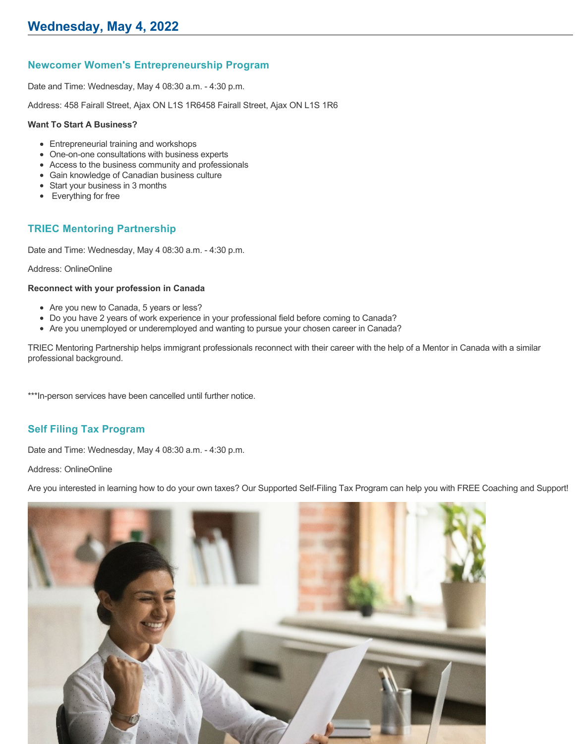# Wednesday, May 4, 2022

## Newcomer Women's Entrepreneurship Program

Date and Time: Wednesday, May 4 08:30 a.m. - 4:30 p.m.

Address: 458 Fairall Street, Ajax ON L1S 1R6458 Fairall Street, Ajax ON L1S 1R6

**Want To Start A Business?**

- Entrepreneurial training and workshops
- One-on-one consultations with business experts
- Access to the business community and professionals
- Gain knowledge of Canadian business culture
- Start your business in 3 months
- Everything for free

## TRIEC Mentoring Partnership

Date and Time: Wednesday, May 4 08:30 a.m. - 4:30 p.m.

Address: OnlineOnline

**Reconnect with your profession in Canada**

- Are you new to Canada, 5 years or less?
- Do you have 2 years of work experience in your professional field before coming to Canada?
- Are you unemployed or underemployed and wanting to pursue your chosen career in Canada?

TRIEC Mentoring Partnership helps immigrant professionals reconnect with their career with the help of a Mentor in Canada with a similar professional background.

***In-person services have been cancelled until further notice.

## Self Filing Tax Program

Date and Time: Wednesday, May 4 08:30 a.m. - 4:30 p.m.

Address: OnlineOnline

Are you interested in learning how to do your own taxes? Our Supported Self-Filing Tax Program can help you with FREE Coaching and Support!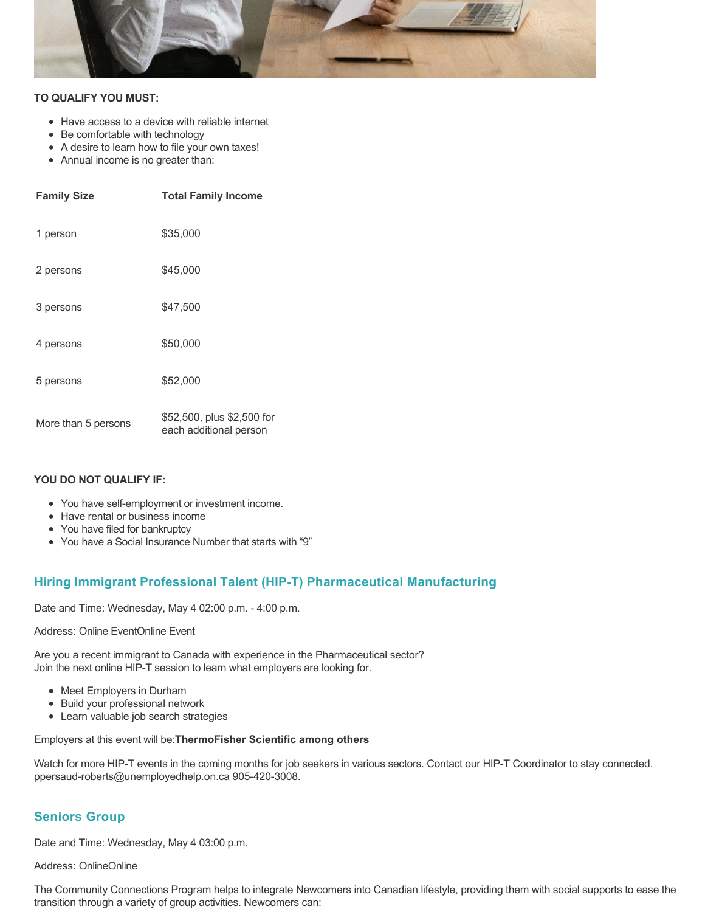**TO QUALIFY YOU MUST:**

- Have access to a device with reliable internet
- Be comfortable with technology
- A desire to learn how to file your own taxes!
- Annual income is no greater than:

| Family Size | Total Family Income |
|---|---|
| 1 person | $35,000 |
| 2 persons | $45,000 |
| 3 persons | $47,500 |
| 4 persons | $50,000 |
| 5 persons | $52,000 |
| More than 5 persons | $52,500, plus $2,500 for each additional person |

**YOU DO NOT QUALIFY IF:**

- You have self-employment or investment income.
- Have rental or business income
- You have filed for bankruptcy
- You have a Social Insurance Number that starts with "9"

## Hiring Immigrant Professional Talent (HIP-T) Pharmaceutical Manufacturing

Date and Time: Wednesday, May 4 02:00 p.m. - 4:00 p.m.

Address: Online EventOnline Event

Are you a recent immigrant to Canada with experience in the Pharmaceutical sector?
Join the next online HIP-T session to learn what employers are looking for.

- Meet Employers in Durham
- Build your professional network
- Learn valuable job search strategies

Employers at this event will be:**ThermoFisher Scientific among others**

Watch for more HIP-T events in the coming months for job seekers in various sectors. Contact our HIP-T Coordinator to stay connected. ppersaud-roberts@unemployedhelp.on.ca 905-420-3008.

## Seniors Group

Date and Time: Wednesday, May 4 03:00 p.m.

Address: OnlineOnline

The Community Connections Program helps to integrate Newcomers into Canadian lifestyle, providing them with social supports to ease the transition through a variety of group activities. Newcomers can: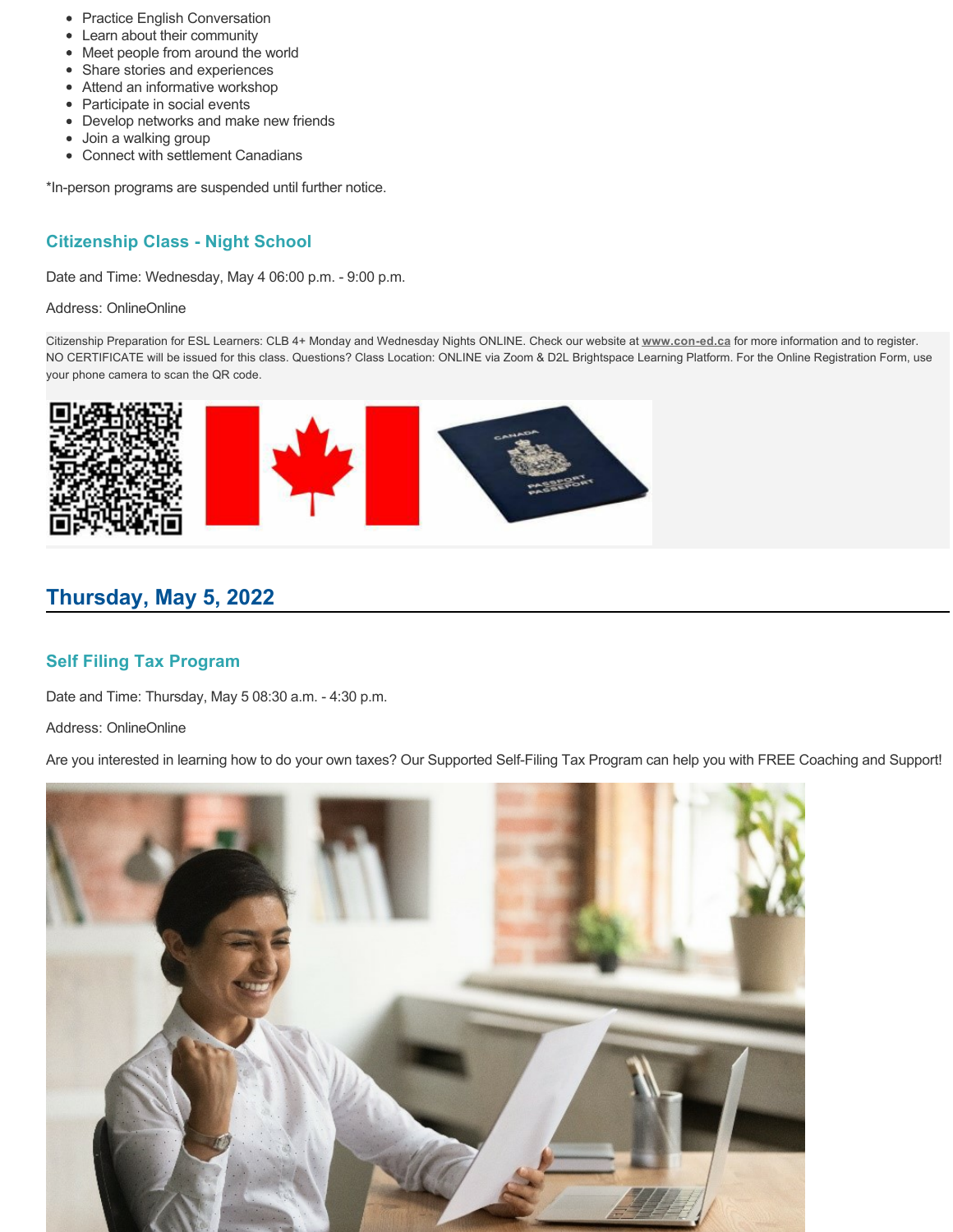- Practice English Conversation
- Learn about their community
- Meet people from around the world
- Share stories and experiences
- Attend an informative workshop
- Participate in social events
- Develop networks and make new friends
- Join a walking group
- Connect with settlement Canadians

*In-person programs are suspended until further notice.

### Citizenship Class - Night School

Date and Time: Wednesday, May 4 06:00 p.m. - 9:00 p.m.

Address: OnlineOnline

Citizenship Preparation for ESL Learners: CLB 4+ Monday and Wednesday Nights ONLINE. Check our website at **www.con-ed.ca** for more information and to register. NO CERTIFICATE will be issued for this class. Questions? Class Location: ONLINE via Zoom & D2L Brightspace Learning Platform. For the Online Registration Form, use your phone camera to scan the QR code.

## Thursday, May 5, 2022

### Self Filing Tax Program

Date and Time: Thursday, May 5 08:30 a.m. - 4:30 p.m.

Address: OnlineOnline

Are you interested in learning how to do your own taxes? Our Supported Self-Filing Tax Program can help you with FREE Coaching and Support!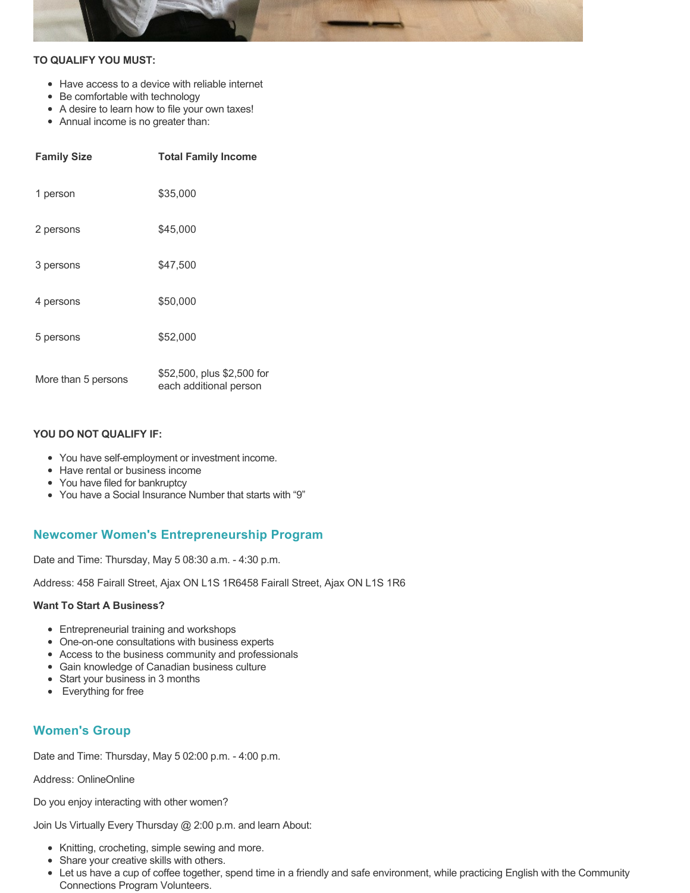**TO QUALIFY YOU MUST:**

- Have access to a device with reliable internet
- Be comfortable with technology
- A desire to learn how to file your own taxes!
- Annual income is no greater than:

| Family Size | Total Family Income |
|---|---|
| 1 person | $35,000 |
| 2 persons | $45,000 |
| 3 persons | $47,500 |
| 4 persons | $50,000 |
| 5 persons | $52,000 |
| More than 5 persons | $52,500, plus $2,500 for each additional person |

**YOU DO NOT QUALIFY IF:**

- You have self-employment or investment income.
- Have rental or business income
- You have filed for bankruptcy
- You have a Social Insurance Number that starts with "9"

## Newcomer Women's Entrepreneurship Program

Date and Time: Thursday, May 5 08:30 a.m. - 4:30 p.m.

Address: 458 Fairall Street, Ajax ON L1S 1R6458 Fairall Street, Ajax ON L1S 1R6

**Want To Start A Business?**

- Entrepreneurial training and workshops
- One-on-one consultations with business experts
- Access to the business community and professionals
- Gain knowledge of Canadian business culture
- Start your business in 3 months
- Everything for free

## Women's Group

Date and Time: Thursday, May 5 02:00 p.m. - 4:00 p.m.

Address: OnlineOnline

Do you enjoy interacting with other women?

Join Us Virtually Every Thursday @ 2:00 p.m. and learn About:

- Knitting, crocheting, simple sewing and more.
- Share your creative skills with others.
- Let us have a cup of coffee together, spend time in a friendly and safe environment, while practicing English with the Community Connections Program Volunteers.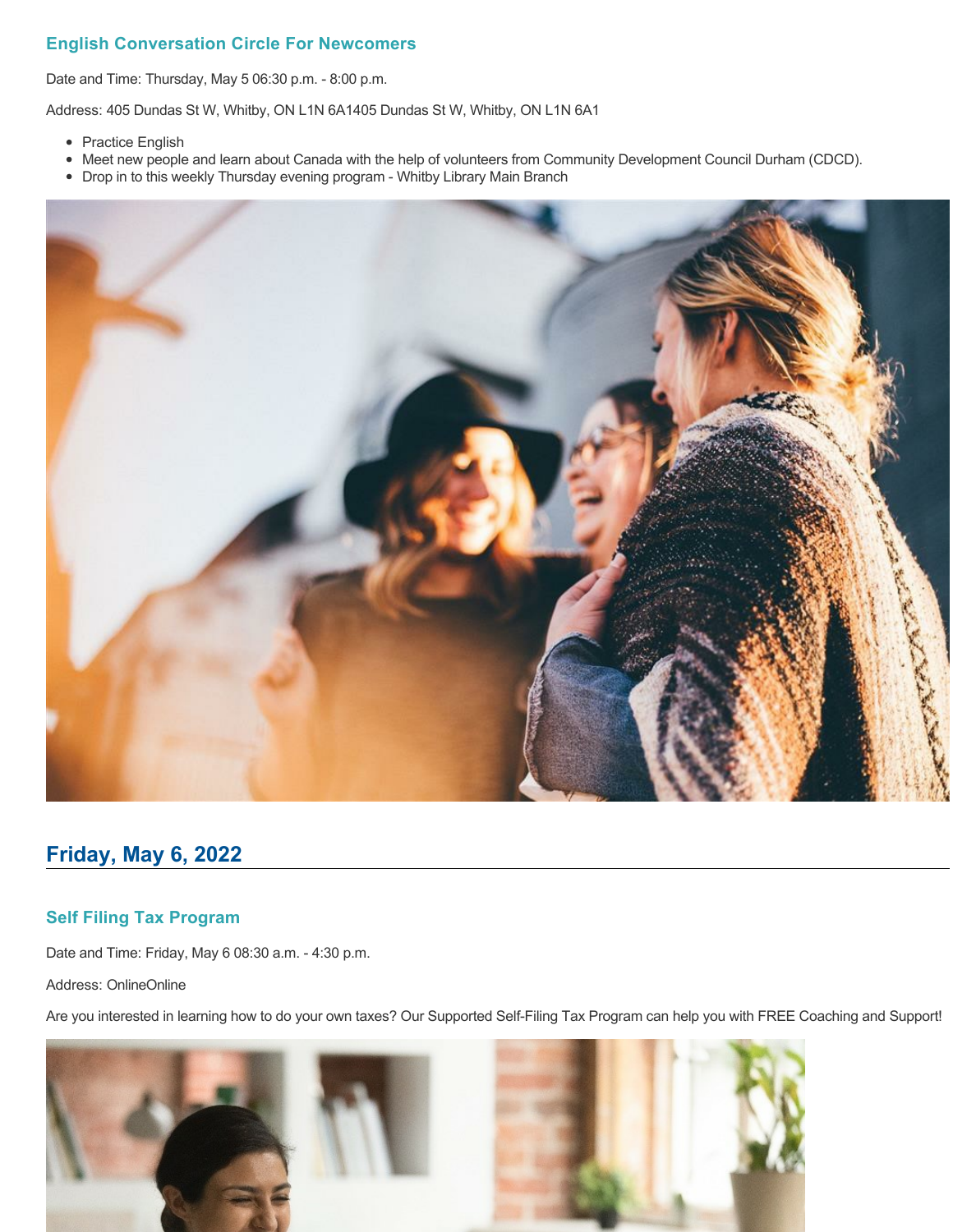### English Conversation Circle For Newcomers

Date and Time: Thursday, May 5 06:30 p.m. - 8:00 p.m.

Address: 405 Dundas St W, Whitby, ON L1N 6A1405 Dundas St W, Whitby, ON L1N 6A1

- Practice English
- Meet new people and learn about Canada with the help of volunteers from Community Development Council Durham (CDCD).
- Drop in to this weekly Thursday evening program - Whitby Library Main Branch

## Friday, May 6, 2022

### Self Filing Tax Program

Date and Time: Friday, May 6 08:30 a.m. - 4:30 p.m.

Address: OnlineOnline

Are you interested in learning how to do your own taxes? Our Supported Self-Filing Tax Program can help you with FREE Coaching and Support!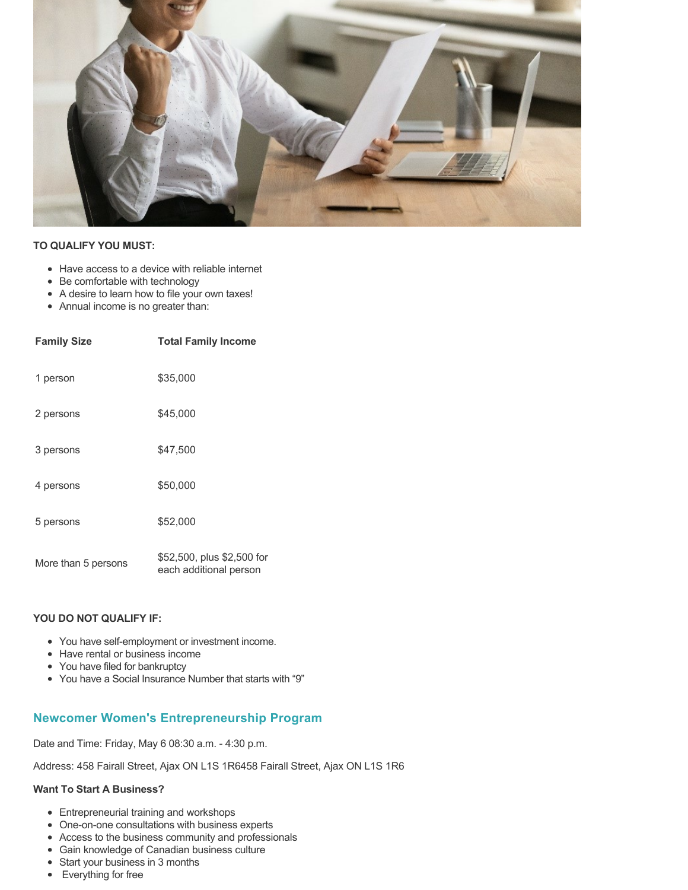**TO QUALIFY YOU MUST:**

- Have access to a device with reliable internet
- Be comfortable with technology
- A desire to learn how to file your own taxes!
- Annual income is no greater than:

| Family Size | Total Family Income |
|---|---|
| 1 person | $35,000 |
| 2 persons | $45,000 |
| 3 persons | $47,500 |
| 4 persons | $50,000 |
| 5 persons | $52,000 |
| More than 5 persons | $52,500, plus $2,500 for each additional person |

**YOU DO NOT QUALIFY IF:**

- You have self-employment or investment income.
- Have rental or business income
- You have filed for bankruptcy
- You have a Social Insurance Number that starts with "9"

## Newcomer Women's Entrepreneurship Program

Date and Time: Friday, May 6 08:30 a.m. - 4:30 p.m.

Address: 458 Fairall Street, Ajax ON L1S 1R6458 Fairall Street, Ajax ON L1S 1R6

**Want To Start A Business?**

- Entrepreneurial training and workshops
- One-on-one consultations with business experts
- Access to the business community and professionals
- Gain knowledge of Canadian business culture
- Start your business in 3 months
- Everything for free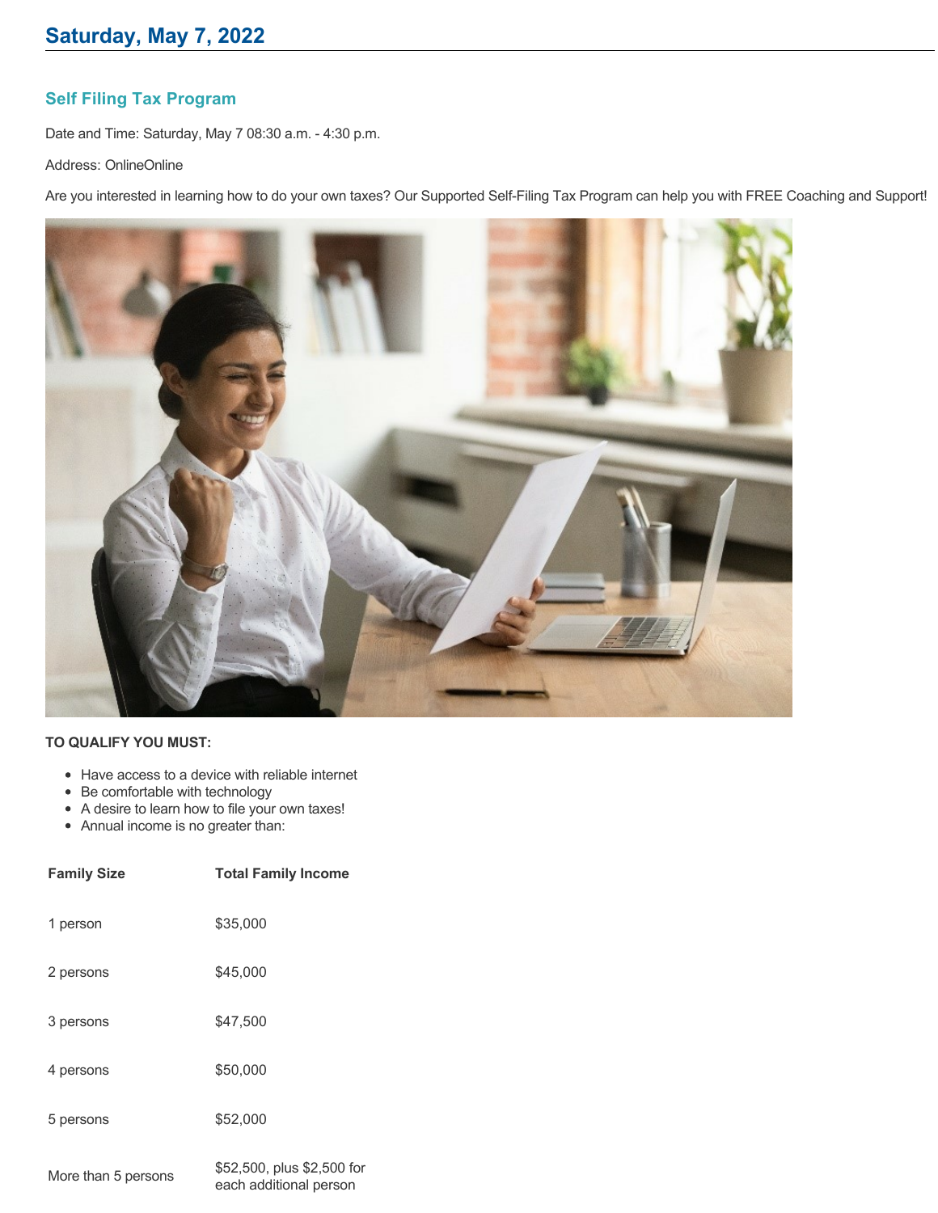## Saturday, May 7, 2022

### Self Filing Tax Program

Date and Time: Saturday, May 7 08:30 a.m. - 4:30 p.m.

Address: OnlineOnline

Are you interested in learning how to do your own taxes? Our Supported Self-Filing Tax Program can help you with FREE Coaching and Support!

**TO QUALIFY YOU MUST:**

- Have access to a device with reliable internet
- Be comfortable with technology
- A desire to learn how to file your own taxes!
- Annual income is no greater than:

| Family Size | Total Family Income |
| --- | --- |
| 1 person | $35,000 |
| 2 persons | $45,000 |
| 3 persons | $47,500 |
| 4 persons | $50,000 |
| 5 persons | $52,000 |
| More than 5 persons | $52,500, plus $2,500 for each additional person |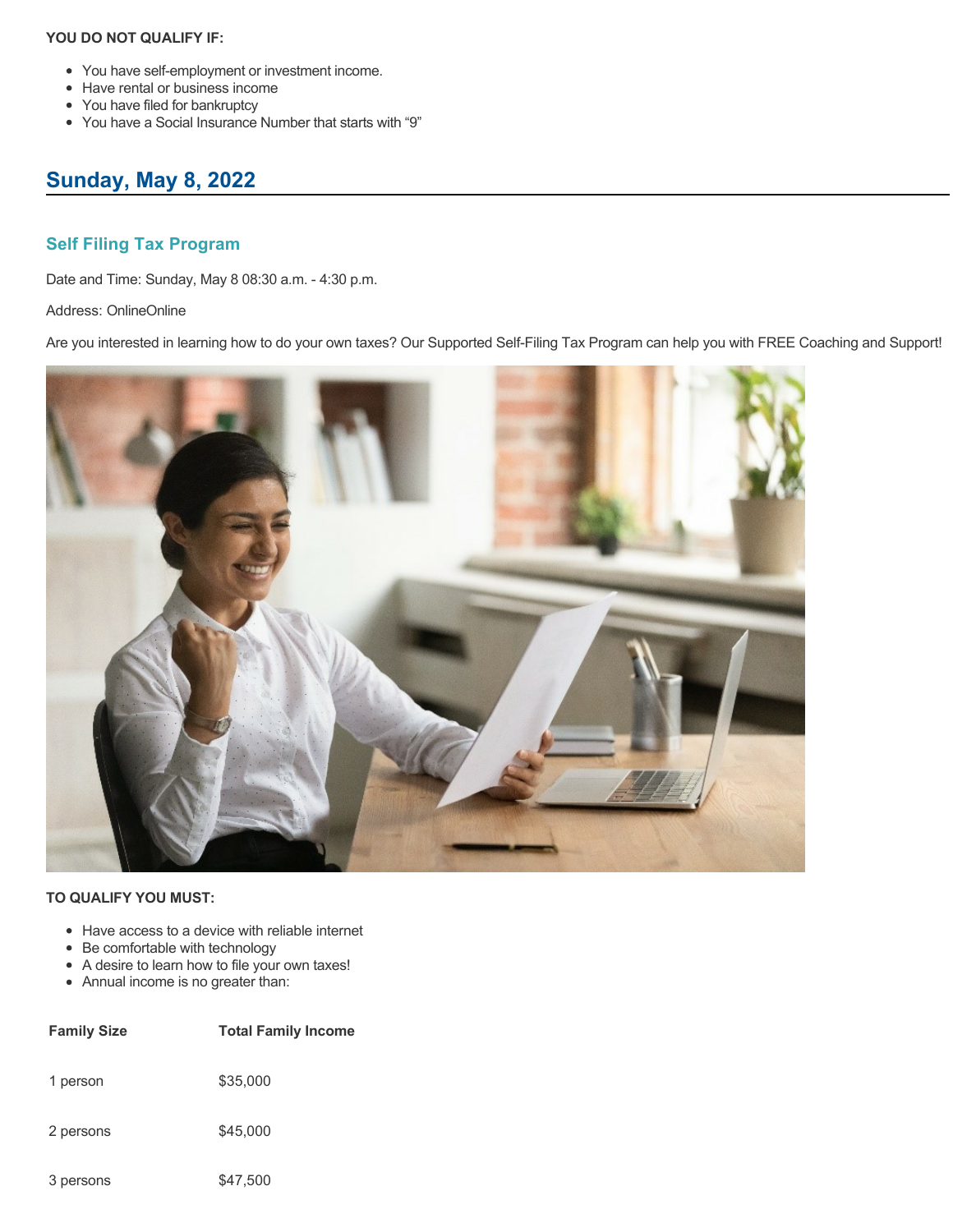**YOU DO NOT QUALIFY IF:**

- You have self-employment or investment income.
- Have rental or business income
- You have filed for bankruptcy
- You have a Social Insurance Number that starts with "9"

## Sunday, May 8, 2022

### Self Filing Tax Program

Date and Time: Sunday, May 8 08:30 a.m. - 4:30 p.m.

Address: OnlineOnline

Are you interested in learning how to do your own taxes? Our Supported Self-Filing Tax Program can help you with FREE Coaching and Support!

**TO QUALIFY YOU MUST:**

- Have access to a device with reliable internet
- Be comfortable with technology
- A desire to learn how to file your own taxes!
- Annual income is no greater than:

| Family Size | Total Family Income |
| --- | --- |
| 1 person | $35,000 |
| 2 persons | $45,000 |
| 3 persons | $47,500 |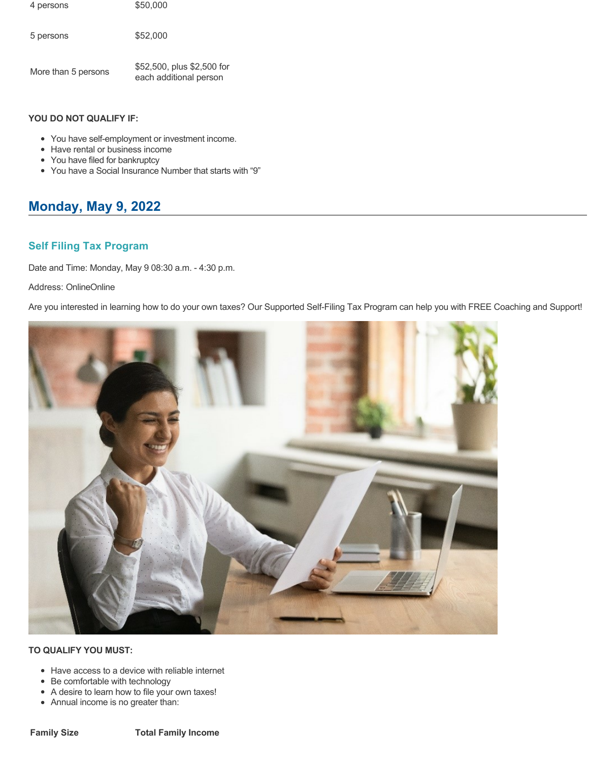| | |
|---|---|
| 4 persons | $50,000 |
| 5 persons | $52,000 |
| More than 5 persons | $52,500, plus $2,500 for each additional person |

**YOU DO NOT QUALIFY IF:**

- You have self-employment or investment income.
- Have rental or business income
- You have filed for bankruptcy
- You have a Social Insurance Number that starts with "9"

## Monday, May 9, 2022

### Self Filing Tax Program

Date and Time: Monday, May 9 08:30 a.m. - 4:30 p.m.

Address: OnlineOnline

Are you interested in learning how to do your own taxes? Our Supported Self-Filing Tax Program can help you with FREE Coaching and Support!

**TO QUALIFY YOU MUST:**

- Have access to a device with reliable internet
- Be comfortable with technology
- A desire to learn how to file your own taxes!
- Annual income is no greater than:

| Family Size | Total Family Income |
|---|---|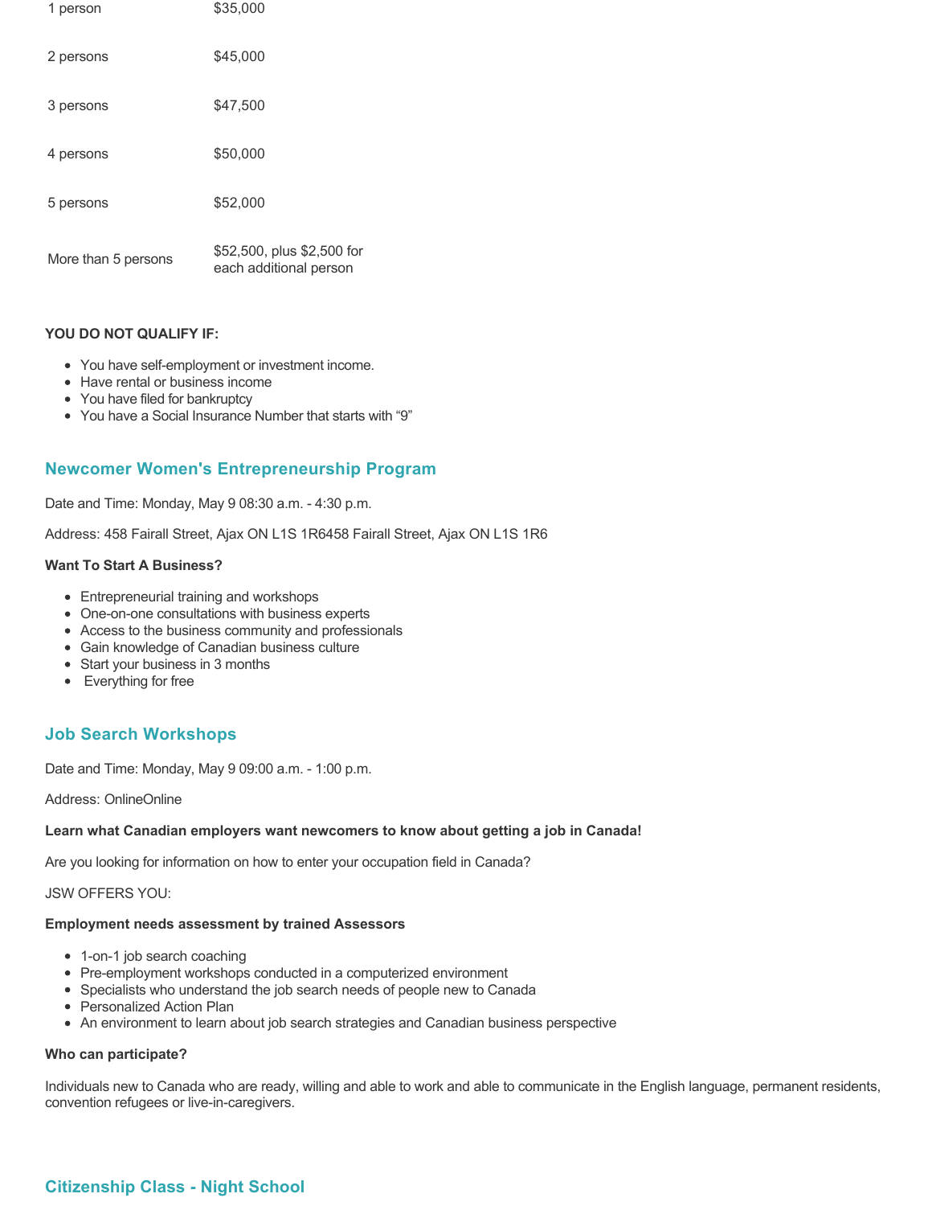| | |
|---|---|
| 1 person | $35,000 |
| 2 persons | $45,000 |
| 3 persons | $47,500 |
| 4 persons | $50,000 |
| 5 persons | $52,000 |
| More than 5 persons | $52,500, plus $2,500 for each additional person |

**YOU DO NOT QUALIFY IF:**

- You have self-employment or investment income.
- Have rental or business income
- You have filed for bankruptcy
- You have a Social Insurance Number that starts with "9"

## Newcomer Women's Entrepreneurship Program

Date and Time: Monday, May 9 08:30 a.m. - 4:30 p.m.

Address: 458 Fairall Street, Ajax ON L1S 1R6458 Fairall Street, Ajax ON L1S 1R6

**Want To Start A Business?**

- Entrepreneurial training and workshops
- One-on-one consultations with business experts
- Access to the business community and professionals
- Gain knowledge of Canadian business culture
- Start your business in 3 months
- Everything for free

## Job Search Workshops

Date and Time: Monday, May 9 09:00 a.m. - 1:00 p.m.

Address: OnlineOnline

**Learn what Canadian employers want newcomers to know about getting a job in Canada!**

Are you looking for information on how to enter your occupation field in Canada?

JSW OFFERS YOU:

**Employment needs assessment by trained Assessors**

- 1-on-1 job search coaching
- Pre-employment workshops conducted in a computerized environment
- Specialists who understand the job search needs of people new to Canada
- Personalized Action Plan
- An environment to learn about job search strategies and Canadian business perspective

**Who can participate?**

Individuals new to Canada who are ready, willing and able to work and able to communicate in the English language, permanent residents, convention refugees or live-in-caregivers.

## Citizenship Class - Night School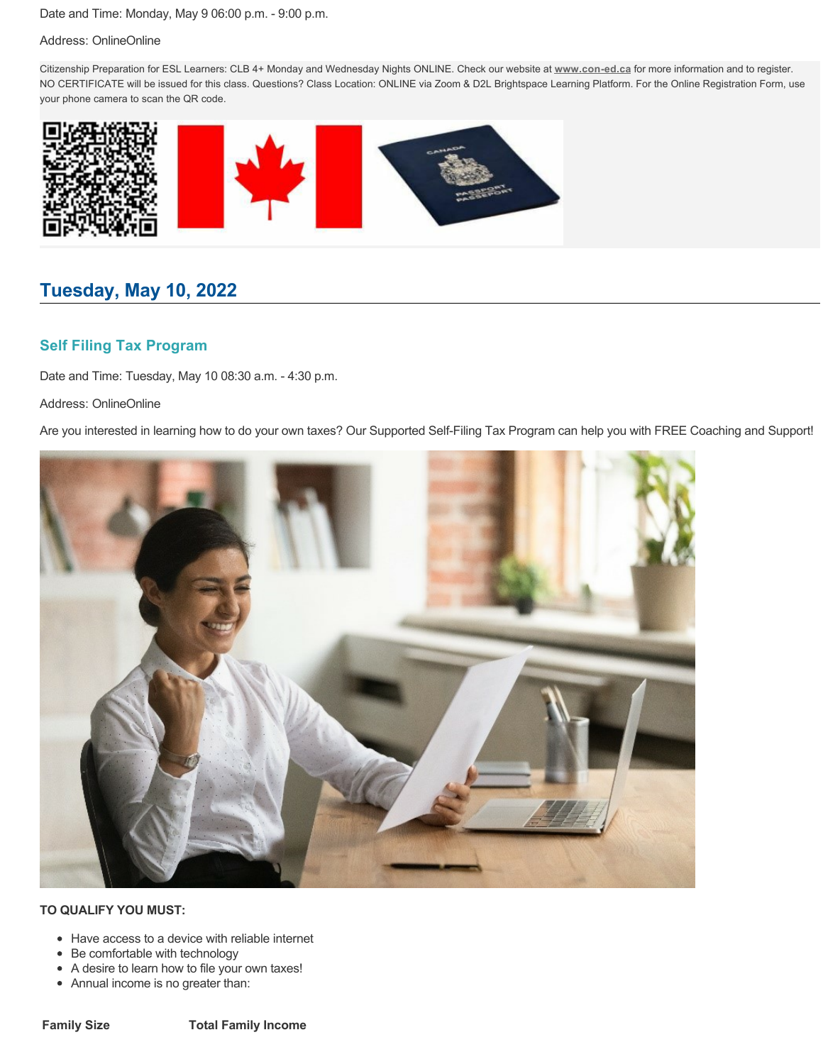Date and Time: Monday, May 9 06:00 p.m. - 9:00 p.m.

Address: OnlineOnline

Citizenship Preparation for ESL Learners: CLB 4+ Monday and Wednesday Nights ONLINE. Check our website at **www.con-ed.ca** for more information and to register. NO CERTIFICATE will be issued for this class. Questions? Class Location: ONLINE via Zoom & D2L Brightspace Learning Platform. For the Online Registration Form, use your phone camera to scan the QR code.

## Tuesday, May 10, 2022

### Self Filing Tax Program

Date and Time: Tuesday, May 10 08:30 a.m. - 4:30 p.m.

Address: OnlineOnline

Are you interested in learning how to do your own taxes? Our Supported Self-Filing Tax Program can help you with FREE Coaching and Support!

**TO QUALIFY YOU MUST:**

- Have access to a device with reliable internet
- Be comfortable with technology
- A desire to learn how to file your own taxes!
- Annual income is no greater than:

| Family Size | Total Family Income |
| --- | --- |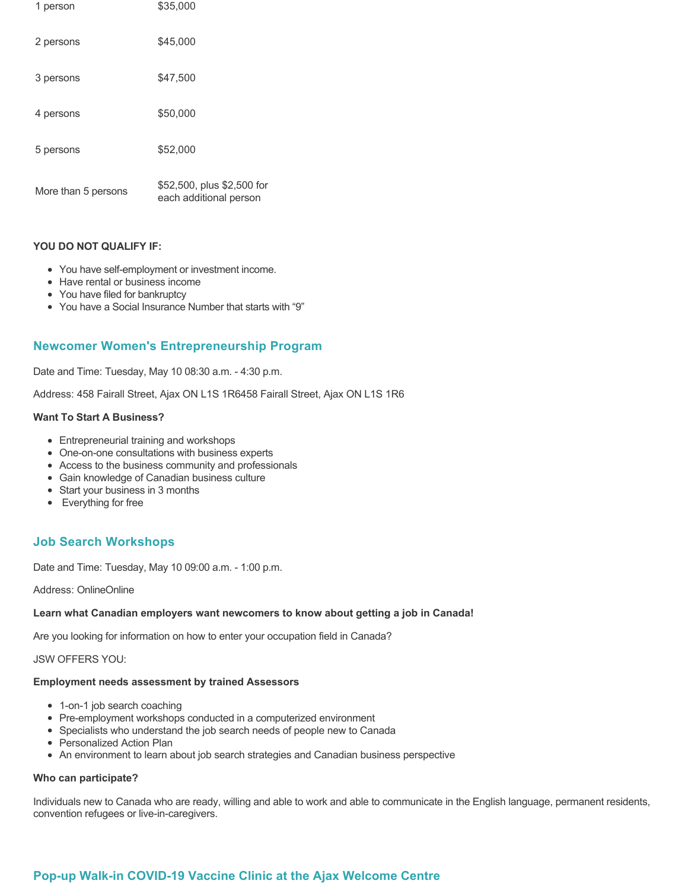| | |
|---|---|
| 1 person | $35,000 |
| 2 persons | $45,000 |
| 3 persons | $47,500 |
| 4 persons | $50,000 |
| 5 persons | $52,000 |
| More than 5 persons | $52,500, plus $2,500 for each additional person |

**YOU DO NOT QUALIFY IF:**

- You have self-employment or investment income.
- Have rental or business income
- You have filed for bankruptcy
- You have a Social Insurance Number that starts with "9"

## Newcomer Women's Entrepreneurship Program

Date and Time: Tuesday, May 10 08:30 a.m. - 4:30 p.m.

Address: 458 Fairall Street, Ajax ON L1S 1R6458 Fairall Street, Ajax ON L1S 1R6

**Want To Start A Business?**

- Entrepreneurial training and workshops
- One-on-one consultations with business experts
- Access to the business community and professionals
- Gain knowledge of Canadian business culture
- Start your business in 3 months
- Everything for free

## Job Search Workshops

Date and Time: Tuesday, May 10 09:00 a.m. - 1:00 p.m.

Address: OnlineOnline

**Learn what Canadian employers want newcomers to know about getting a job in Canada!**

Are you looking for information on how to enter your occupation field in Canada?

JSW OFFERS YOU:

**Employment needs assessment by trained Assessors**

- 1-on-1 job search coaching
- Pre-employment workshops conducted in a computerized environment
- Specialists who understand the job search needs of people new to Canada
- Personalized Action Plan
- An environment to learn about job search strategies and Canadian business perspective

**Who can participate?**

Individuals new to Canada who are ready, willing and able to work and able to communicate in the English language, permanent residents, convention refugees or live-in-caregivers.

## Pop-up Walk-in COVID-19 Vaccine Clinic at the Ajax Welcome Centre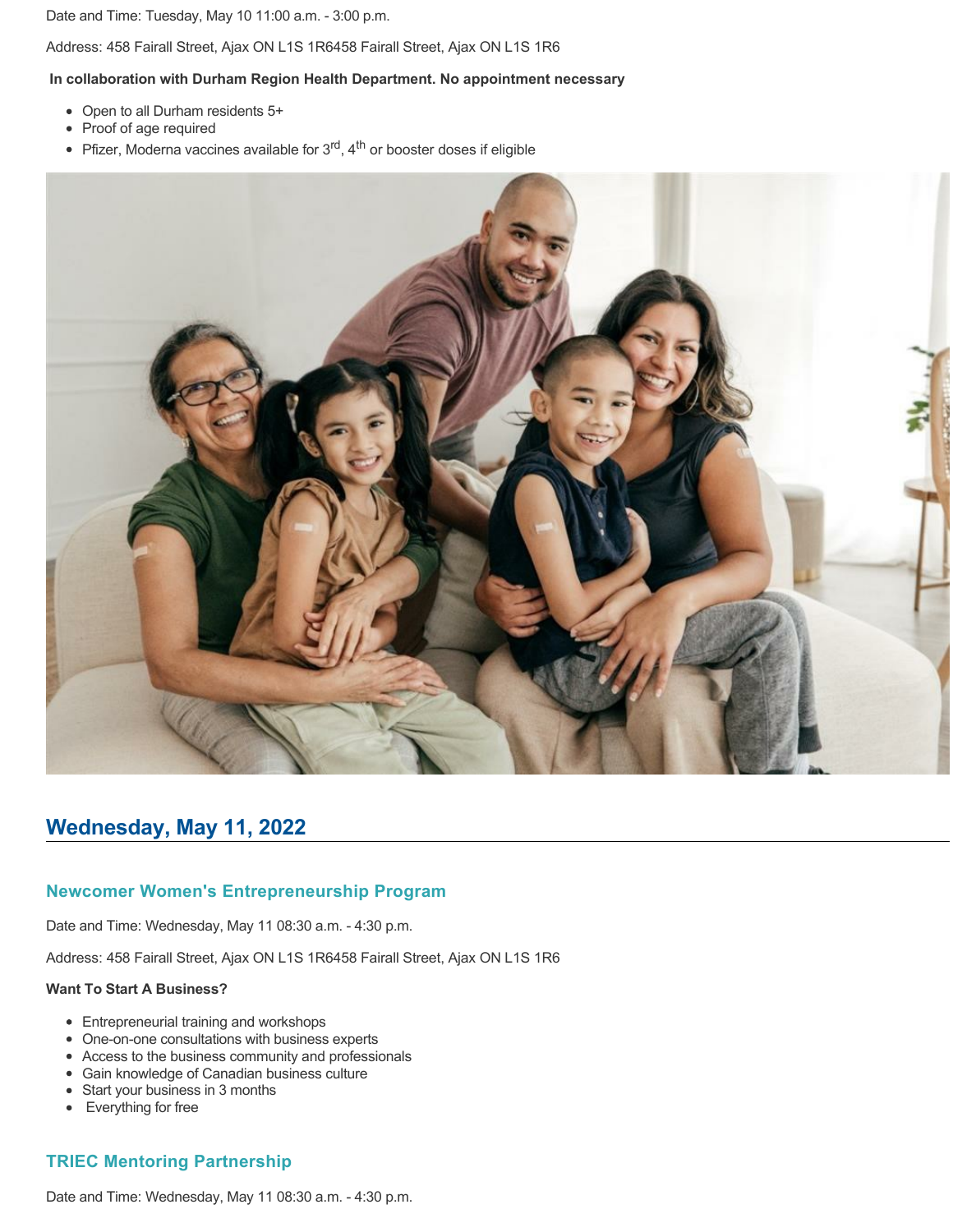Date and Time: Tuesday, May 10 11:00 a.m. - 3:00 p.m.

Address: 458 Fairall Street, Ajax ON L1S 1R6458 Fairall Street, Ajax ON L1S 1R6

**In collaboration with Durham Region Health Department. No appointment necessary**

- Open to all Durham residents 5+
- Proof of age required
- Pfizer, Moderna vaccines available for 3rd, 4th or booster doses if eligible

## Wednesday, May 11, 2022

### Newcomer Women's Entrepreneurship Program

Date and Time: Wednesday, May 11 08:30 a.m. - 4:30 p.m.

Address: 458 Fairall Street, Ajax ON L1S 1R6458 Fairall Street, Ajax ON L1S 1R6

**Want To Start A Business?**

- Entrepreneurial training and workshops
- One-on-one consultations with business experts
- Access to the business community and professionals
- Gain knowledge of Canadian business culture
- Start your business in 3 months
- Everything for free

### TRIEC Mentoring Partnership

Date and Time: Wednesday, May 11 08:30 a.m. - 4:30 p.m.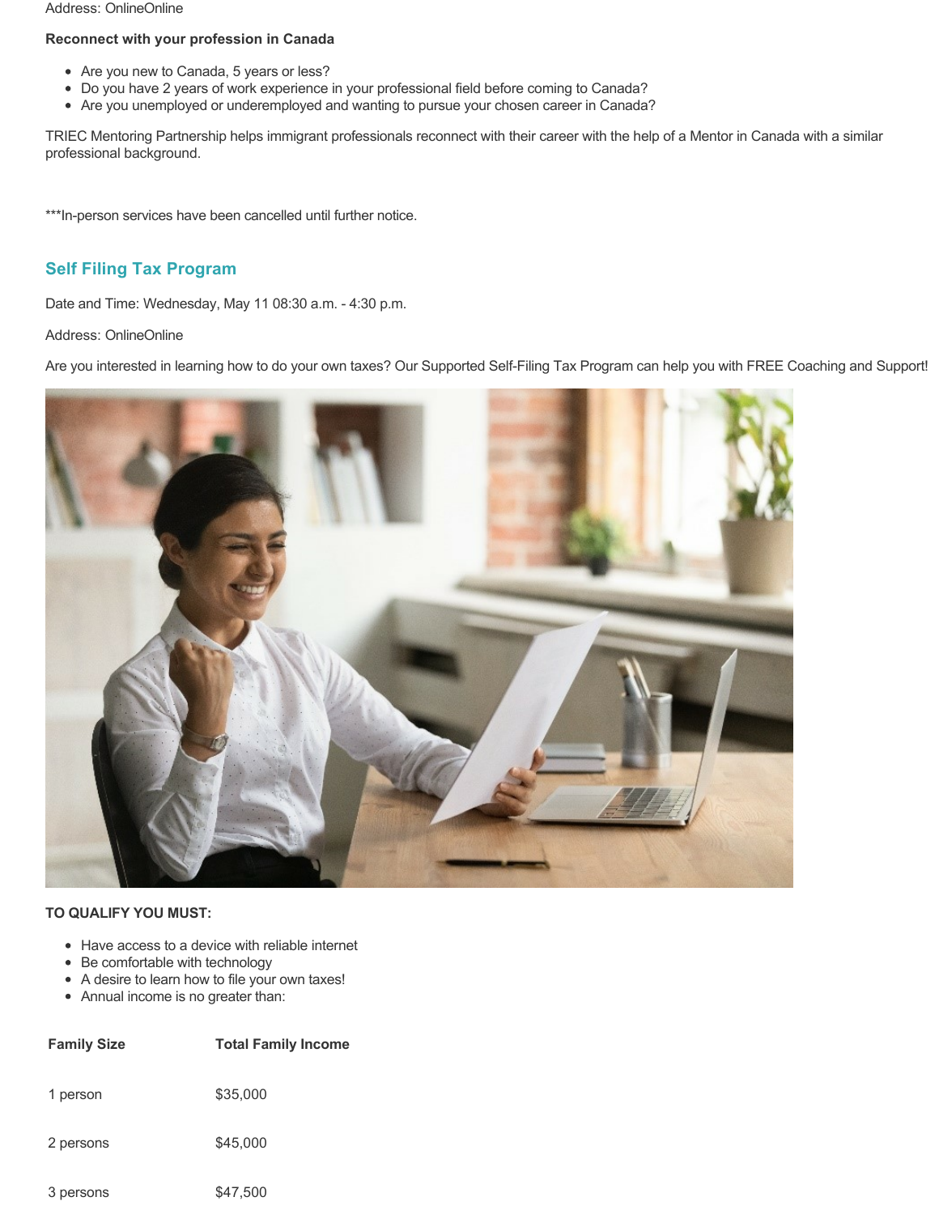Address: OnlineOnline

**Reconnect with your profession in Canada**

- Are you new to Canada, 5 years or less?
- Do you have 2 years of work experience in your professional field before coming to Canada?
- Are you unemployed or underemployed and wanting to pursue your chosen career in Canada?

TRIEC Mentoring Partnership helps immigrant professionals reconnect with their career with the help of a Mentor in Canada with a similar professional background.

***In-person services have been cancelled until further notice.

## Self Filing Tax Program

Date and Time: Wednesday, May 11 08:30 a.m. - 4:30 p.m.

Address: OnlineOnline

Are you interested in learning how to do your own taxes? Our Supported Self-Filing Tax Program can help you with FREE Coaching and Support!

**TO QUALIFY YOU MUST:**

- Have access to a device with reliable internet
- Be comfortable with technology
- A desire to learn how to file your own taxes!
- Annual income is no greater than:

| Family Size | Total Family Income |
|---|---|
| 1 person | $35,000 |
| 2 persons | $45,000 |
| 3 persons | $47,500 |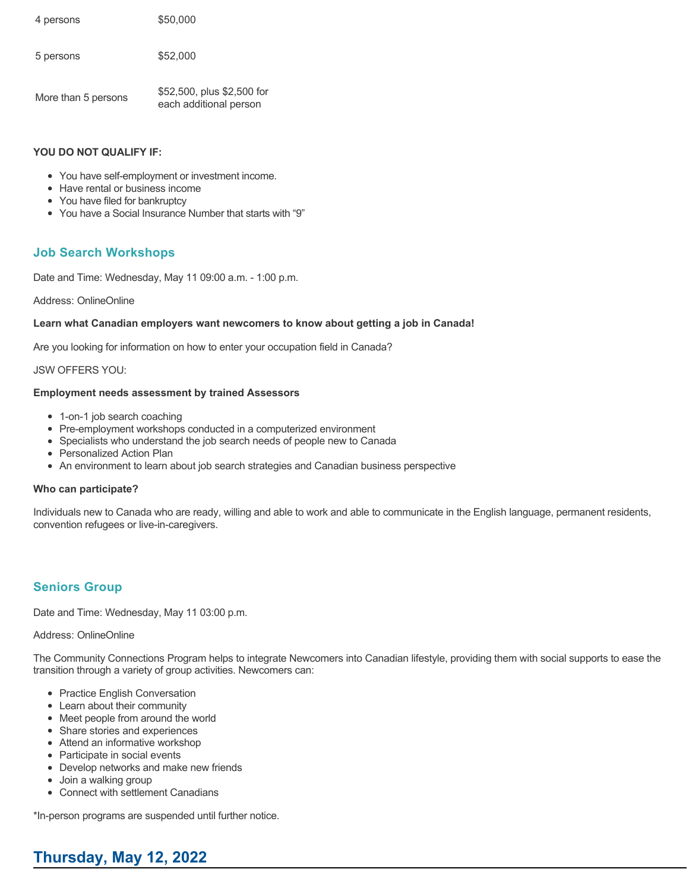| | |
|---|---|
| 4 persons | $50,000 |
| 5 persons | $52,000 |
| More than 5 persons | $52,500, plus $2,500 for each additional person |

**YOU DO NOT QUALIFY IF:**

- You have self-employment or investment income.
- Have rental or business income
- You have filed for bankruptcy
- You have a Social Insurance Number that starts with "9"

### Job Search Workshops

Date and Time: Wednesday, May 11 09:00 a.m. - 1:00 p.m.

Address: OnlineOnline

**Learn what Canadian employers want newcomers to know about getting a job in Canada!**

Are you looking for information on how to enter your occupation field in Canada?

JSW OFFERS YOU:

**Employment needs assessment by trained Assessors**

- 1-on-1 job search coaching
- Pre-employment workshops conducted in a computerized environment
- Specialists who understand the job search needs of people new to Canada
- Personalized Action Plan
- An environment to learn about job search strategies and Canadian business perspective

**Who can participate?**

Individuals new to Canada who are ready, willing and able to work and able to communicate in the English language, permanent residents, convention refugees or live-in-caregivers.

### Seniors Group

Date and Time: Wednesday, May 11 03:00 p.m.

Address: OnlineOnline

The Community Connections Program helps to integrate Newcomers into Canadian lifestyle, providing them with social supports to ease the transition through a variety of group activities. Newcomers can:

- Practice English Conversation
- Learn about their community
- Meet people from around the world
- Share stories and experiences
- Attend an informative workshop
- Participate in social events
- Develop networks and make new friends
- Join a walking group
- Connect with settlement Canadians

*In-person programs are suspended until further notice.

## Thursday, May 12, 2022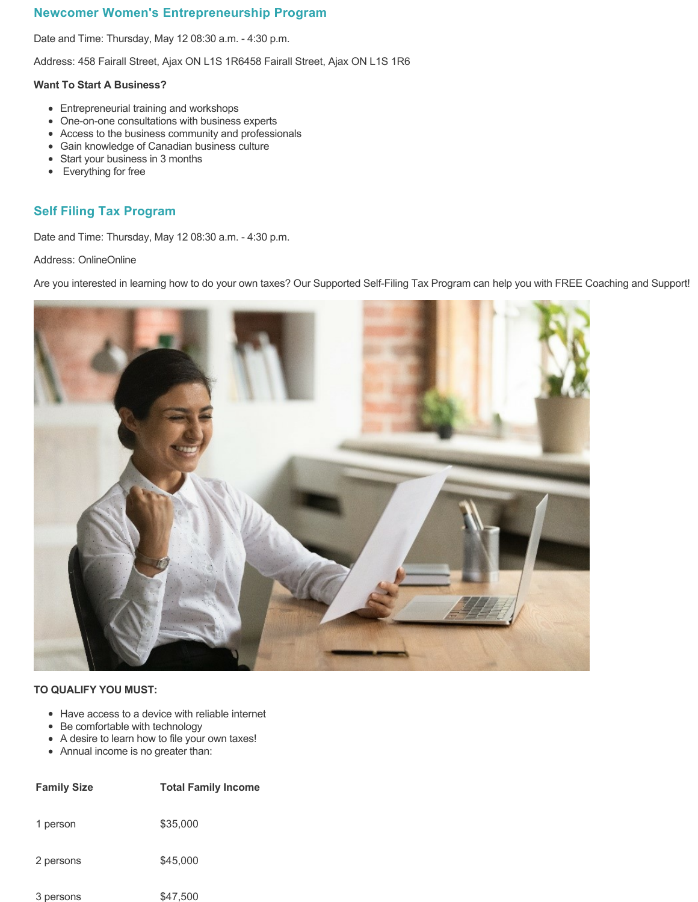## Newcomer Women's Entrepreneurship Program

Date and Time: Thursday, May 12 08:30 a.m. - 4:30 p.m.

Address: 458 Fairall Street, Ajax ON L1S 1R6458 Fairall Street, Ajax ON L1S 1R6

**Want To Start A Business?**

- Entrepreneurial training and workshops
- One-on-one consultations with business experts
- Access to the business community and professionals
- Gain knowledge of Canadian business culture
- Start your business in 3 months
- Everything for free

## Self Filing Tax Program

Date and Time: Thursday, May 12 08:30 a.m. - 4:30 p.m.

Address: OnlineOnline

Are you interested in learning how to do your own taxes? Our Supported Self-Filing Tax Program can help you with FREE Coaching and Support!

**TO QUALIFY YOU MUST:**

- Have access to a device with reliable internet
- Be comfortable with technology
- A desire to learn how to file your own taxes!
- Annual income is no greater than:

| Family Size | Total Family Income |
| --- | --- |
| 1 person | $35,000 |
| 2 persons | $45,000 |
| 3 persons | $47,500 |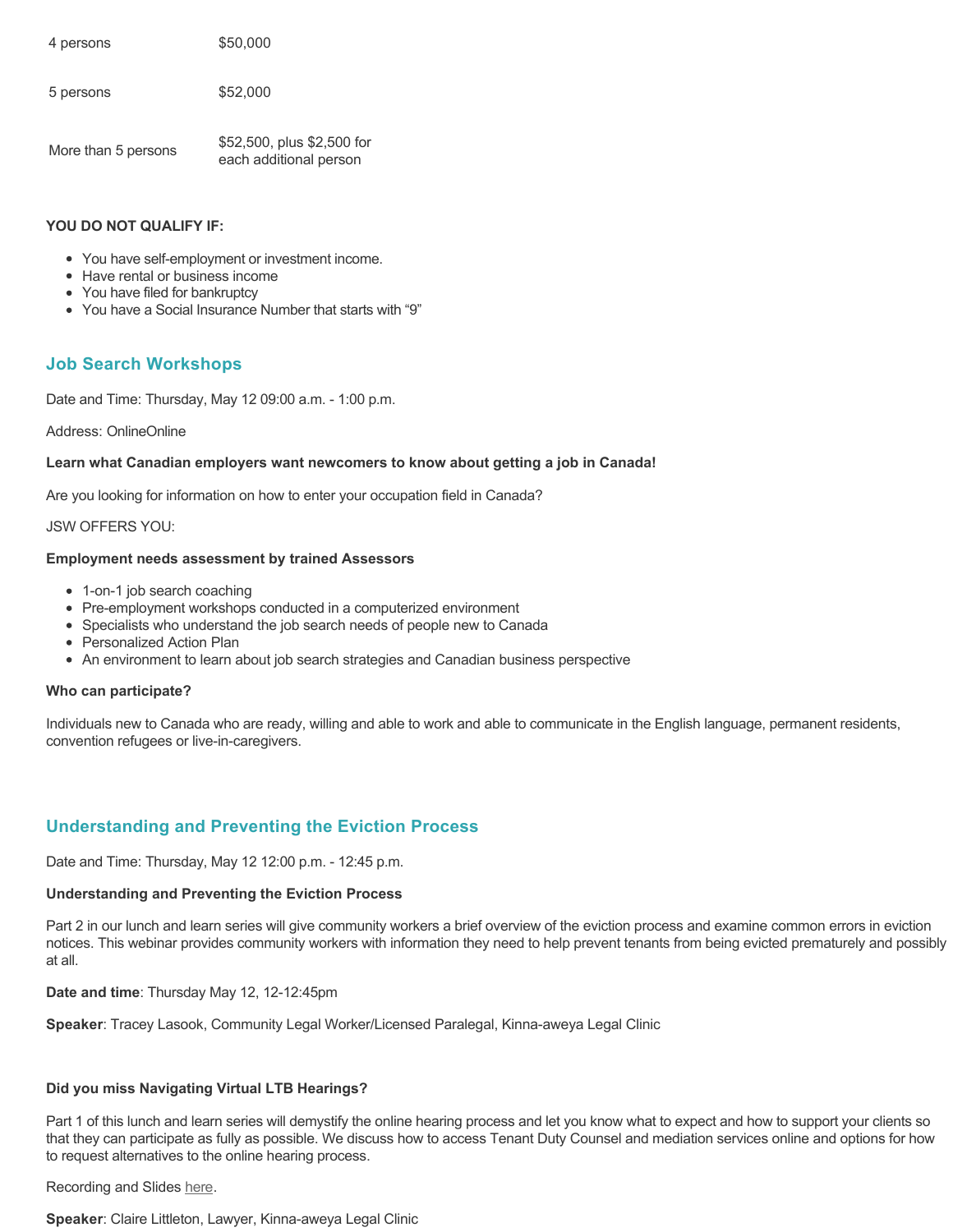| | |
|---|---|
| 4 persons | $50,000 |
| 5 persons | $52,000 |
| More than 5 persons | $52,500, plus $2,500 for each additional person |

**YOU DO NOT QUALIFY IF:**

- You have self-employment or investment income.
- Have rental or business income
- You have filed for bankruptcy
- You have a Social Insurance Number that starts with “9”

## Job Search Workshops

Date and Time: Thursday, May 12 09:00 a.m. - 1:00 p.m.

Address: OnlineOnline

**Learn what Canadian employers want newcomers to know about getting a job in Canada!**

Are you looking for information on how to enter your occupation field in Canada?

JSW OFFERS YOU:

**Employment needs assessment by trained Assessors**

- 1-on-1 job search coaching
- Pre-employment workshops conducted in a computerized environment
- Specialists who understand the job search needs of people new to Canada
- Personalized Action Plan
- An environment to learn about job search strategies and Canadian business perspective

**Who can participate?**

Individuals new to Canada who are ready, willing and able to work and able to communicate in the English language, permanent residents, convention refugees or live-in-caregivers.

## Understanding and Preventing the Eviction Process

Date and Time: Thursday, May 12 12:00 p.m. - 12:45 p.m.

**Understanding and Preventing the Eviction Process**

Part 2 in our lunch and learn series will give community workers a brief overview of the eviction process and examine common errors in eviction notices. This webinar provides community workers with information they need to help prevent tenants from being evicted prematurely and possibly at all.

**Date and time**: Thursday May 12, 12-12:45pm

**Speaker**: Tracey Lasook, Community Legal Worker/Licensed Paralegal, Kinna-aweya Legal Clinic

**Did you miss Navigating Virtual LTB Hearings?**

Part 1 of this lunch and learn series will demystify the online hearing process and let you know what to expect and how to support your clients so that they can participate as fully as possible. We discuss how to access Tenant Duty Counsel and mediation services online and options for how to request alternatives to the online hearing process.

Recording and Slides here.

**Speaker**: Claire Littleton, Lawyer, Kinna-aweya Legal Clinic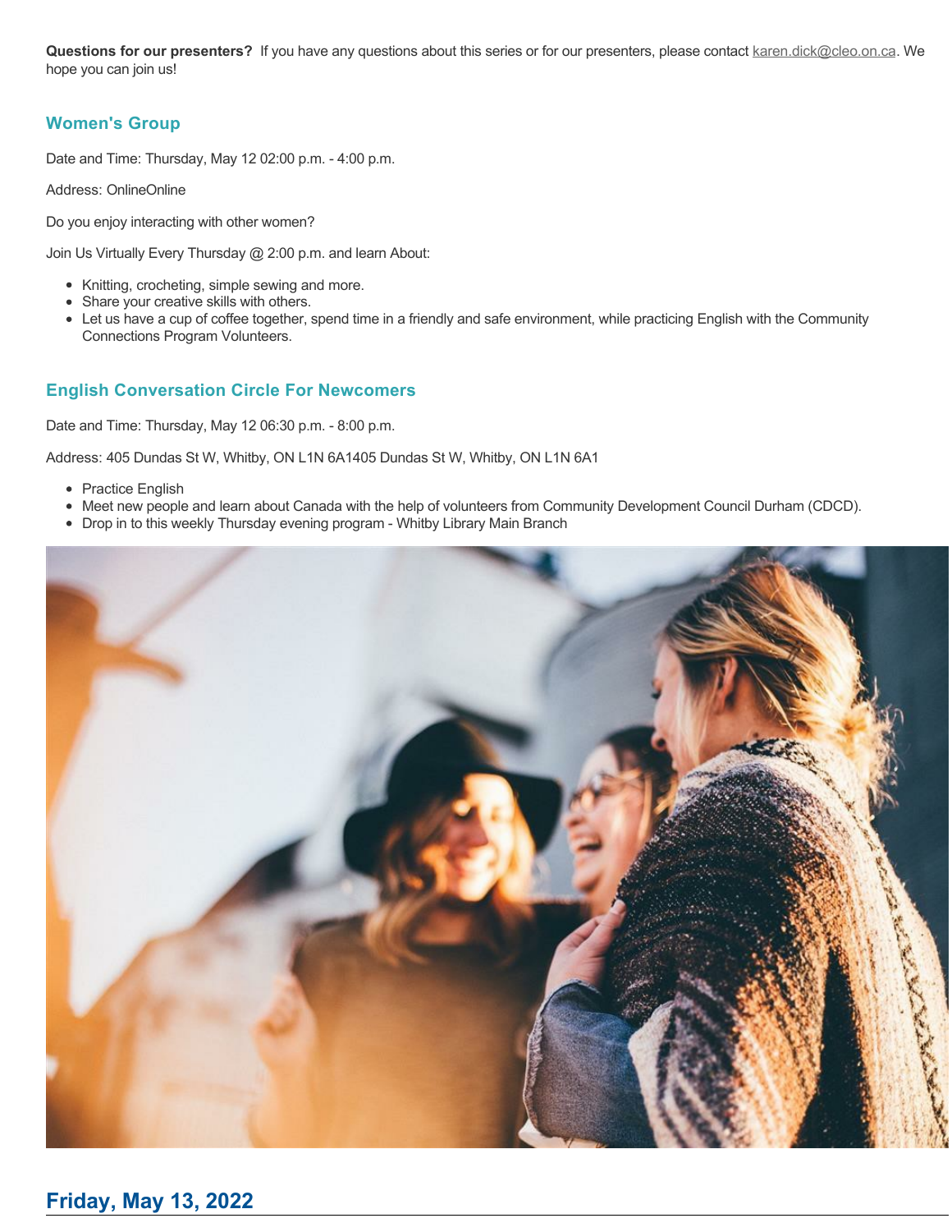**Questions for our presenters?** If you have any questions about this series or for our presenters, please contact karen.dick@cleo.on.ca. We hope you can join us!

### Women's Group

Date and Time: Thursday, May 12 02:00 p.m. - 4:00 p.m.

Address: OnlineOnline

Do you enjoy interacting with other women?

Join Us Virtually Every Thursday @ 2:00 p.m. and learn About:

- Knitting, crocheting, simple sewing and more.
- Share your creative skills with others.
- Let us have a cup of coffee together, spend time in a friendly and safe environment, while practicing English with the Community Connections Program Volunteers.

### English Conversation Circle For Newcomers

Date and Time: Thursday, May 12 06:30 p.m. - 8:00 p.m.

Address: 405 Dundas St W, Whitby, ON L1N 6A1405 Dundas St W, Whitby, ON L1N 6A1

- Practice English
- Meet new people and learn about Canada with the help of volunteers from Community Development Council Durham (CDCD).
- Drop in to this weekly Thursday evening program - Whitby Library Main Branch

## Friday, May 13, 2022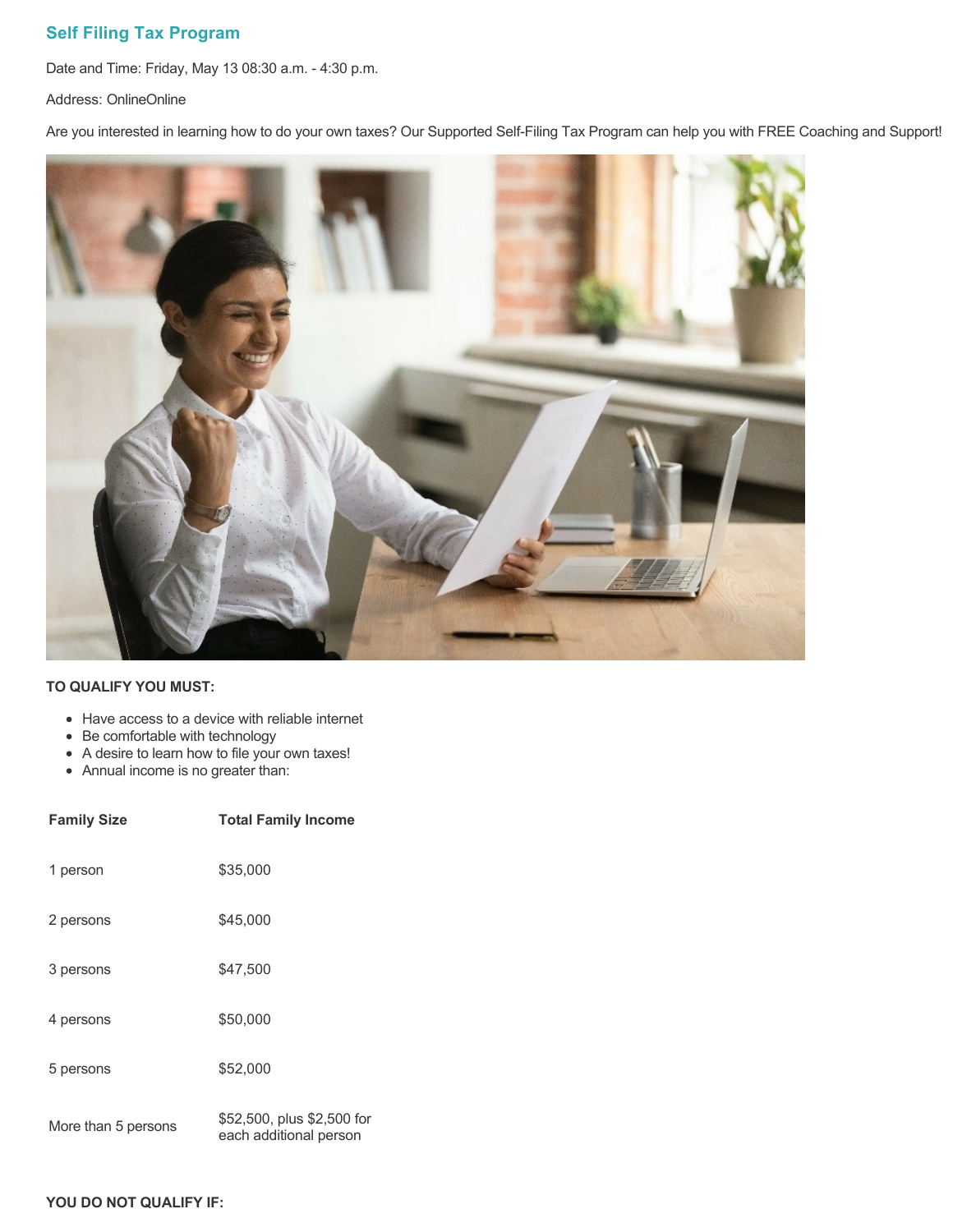## Self Filing Tax Program

Date and Time: Friday, May 13 08:30 a.m. - 4:30 p.m.

Address: OnlineOnline

Are you interested in learning how to do your own taxes? Our Supported Self-Filing Tax Program can help you with FREE Coaching and Support!

**TO QUALIFY YOU MUST:**

- Have access to a device with reliable internet
- Be comfortable with technology
- A desire to learn how to file your own taxes!
- Annual income is no greater than:

| Family Size | Total Family Income |
|---|---|
| 1 person | $35,000 |
| 2 persons | $45,000 |
| 3 persons | $47,500 |
| 4 persons | $50,000 |
| 5 persons | $52,000 |
| More than 5 persons | $52,500, plus $2,500 for each additional person |

**YOU DO NOT QUALIFY IF:**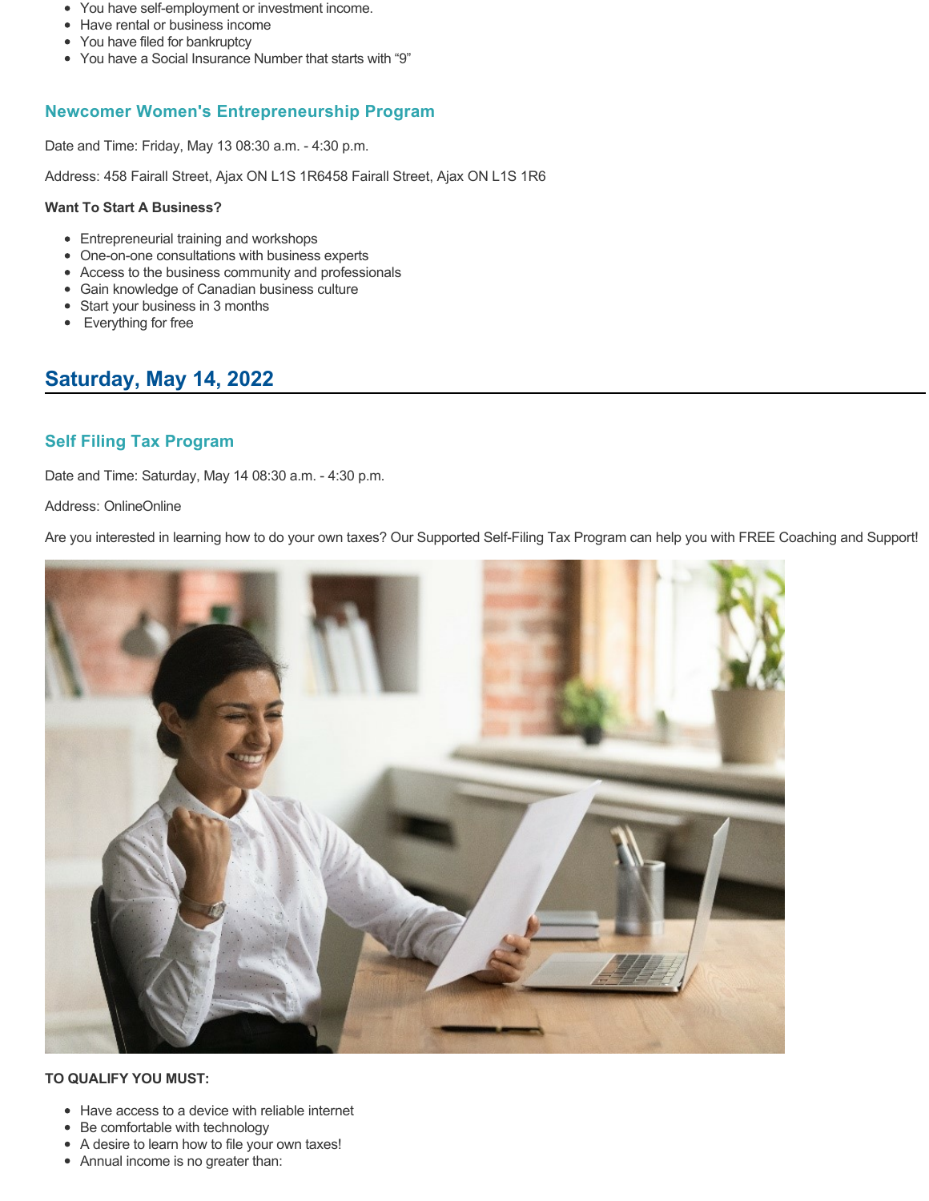- You have self-employment or investment income.
- Have rental or business income
- You have filed for bankruptcy
- You have a Social Insurance Number that starts with “9”

### Newcomer Women's Entrepreneurship Program

Date and Time: Friday, May 13 08:30 a.m. - 4:30 p.m.

Address: 458 Fairall Street, Ajax ON L1S 1R6458 Fairall Street, Ajax ON L1S 1R6

**Want To Start A Business?**

- Entrepreneurial training and workshops
- One-on-one consultations with business experts
- Access to the business community and professionals
- Gain knowledge of Canadian business culture
- Start your business in 3 months
- Everything for free

## Saturday, May 14, 2022

### Self Filing Tax Program

Date and Time: Saturday, May 14 08:30 a.m. - 4:30 p.m.

Address: OnlineOnline

Are you interested in learning how to do your own taxes? Our Supported Self-Filing Tax Program can help you with FREE Coaching and Support!

**TO QUALIFY YOU MUST:**

- Have access to a device with reliable internet
- Be comfortable with technology
- A desire to learn how to file your own taxes!
- Annual income is no greater than: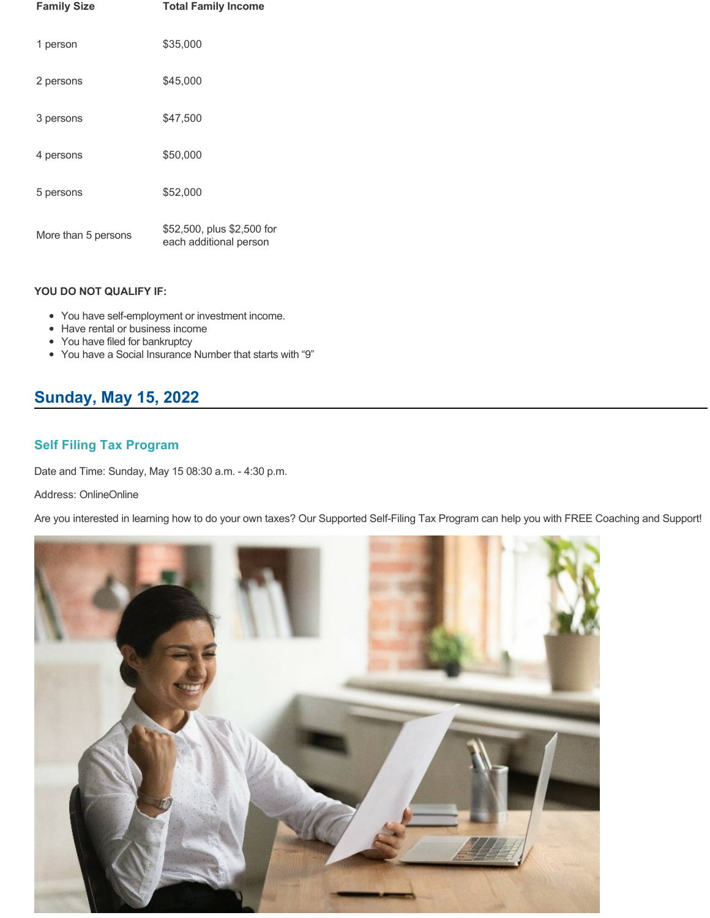| Family Size | Total Family Income |
| --- | --- |
| 1 person | $35,000 |
| 2 persons | $45,000 |
| 3 persons | $47,500 |
| 4 persons | $50,000 |
| 5 persons | $52,000 |
| More than 5 persons | $52,500, plus $2,500 for each additional person |

**YOU DO NOT QUALIFY IF:**

- You have self-employment or investment income.
- Have rental or business income
- You have filed for bankruptcy
- You have a Social Insurance Number that starts with "9"

## Sunday, May 15, 2022

### Self Filing Tax Program

Date and Time: Sunday, May 15 08:30 a.m. - 4:30 p.m.

Address: OnlineOnline

Are you interested in learning how to do your own taxes? Our Supported Self-Filing Tax Program can help you with FREE Coaching and Support!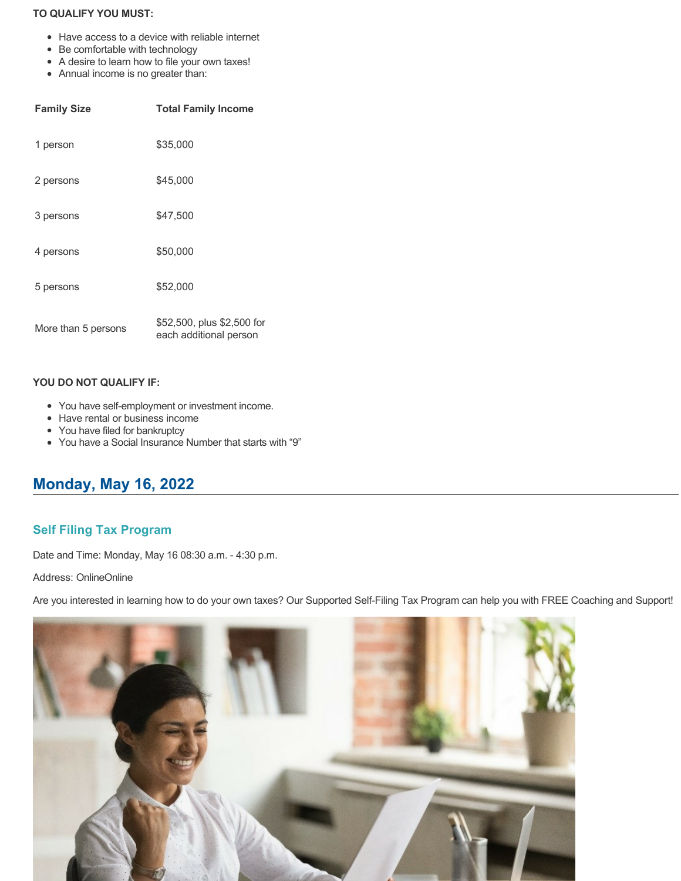**TO QUALIFY YOU MUST:**

- Have access to a device with reliable internet
- Be comfortable with technology
- A desire to learn how to file your own taxes!
- Annual income is no greater than:

| Family Size | Total Family Income |
| --- | --- |
| 1 person | $35,000 |
| 2 persons | $45,000 |
| 3 persons | $47,500 |
| 4 persons | $50,000 |
| 5 persons | $52,000 |
| More than 5 persons | $52,500, plus $2,500 for each additional person |

**YOU DO NOT QUALIFY IF:**

- You have self-employment or investment income.
- Have rental or business income
- You have filed for bankruptcy
- You have a Social Insurance Number that starts with "9"

## Monday, May 16, 2022

### Self Filing Tax Program

Date and Time: Monday, May 16 08:30 a.m. - 4:30 p.m.

Address: OnlineOnline

Are you interested in learning how to do your own taxes? Our Supported Self-Filing Tax Program can help you with FREE Coaching and Support!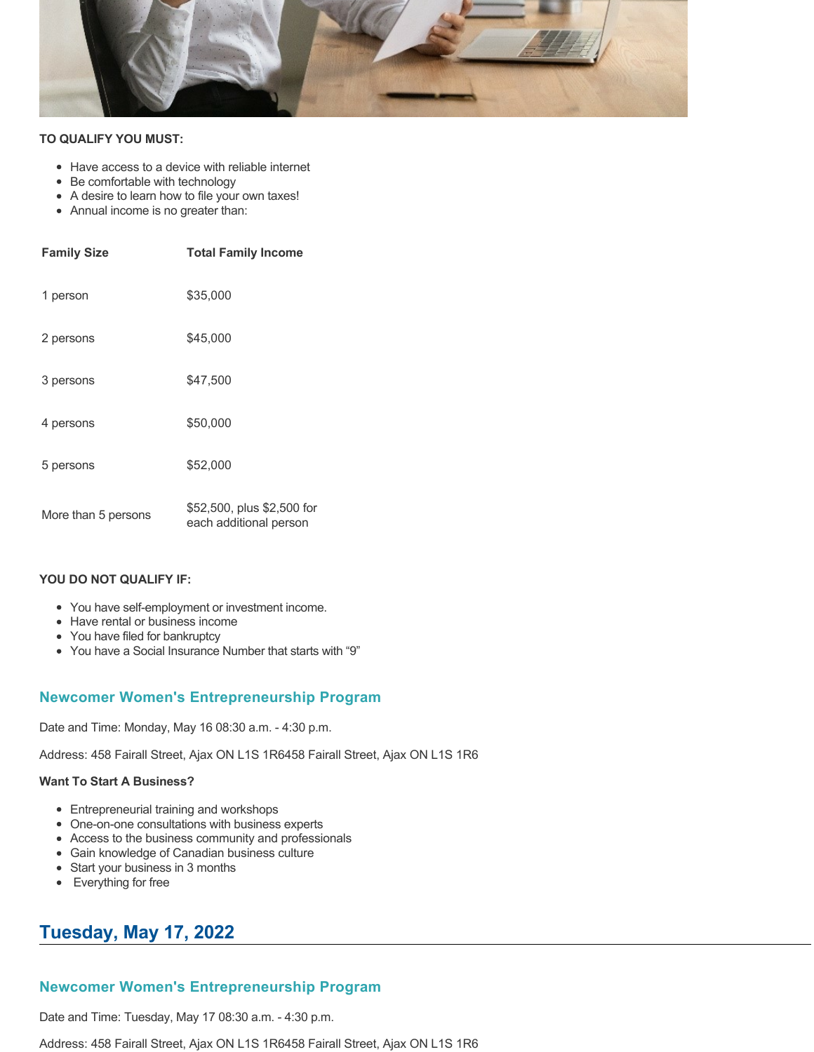**TO QUALIFY YOU MUST:**

- Have access to a device with reliable internet
- Be comfortable with technology
- A desire to learn how to file your own taxes!
- Annual income is no greater than:

| Family Size | Total Family Income |
|---|---|
| 1 person | $35,000 |
| 2 persons | $45,000 |
| 3 persons | $47,500 |
| 4 persons | $50,000 |
| 5 persons | $52,000 |
| More than 5 persons | $52,500, plus $2,500 for each additional person |

**YOU DO NOT QUALIFY IF:**

- You have self-employment or investment income.
- Have rental or business income
- You have filed for bankruptcy
- You have a Social Insurance Number that starts with "9"

### Newcomer Women's Entrepreneurship Program

Date and Time: Monday, May 16 08:30 a.m. - 4:30 p.m.

Address: 458 Fairall Street, Ajax ON L1S 1R6458 Fairall Street, Ajax ON L1S 1R6

**Want To Start A Business?**

- Entrepreneurial training and workshops
- One-on-one consultations with business experts
- Access to the business community and professionals
- Gain knowledge of Canadian business culture
- Start your business in 3 months
- Everything for free

## Tuesday, May 17, 2022

### Newcomer Women's Entrepreneurship Program

Date and Time: Tuesday, May 17 08:30 a.m. - 4:30 p.m.

Address: 458 Fairall Street, Ajax ON L1S 1R6458 Fairall Street, Ajax ON L1S 1R6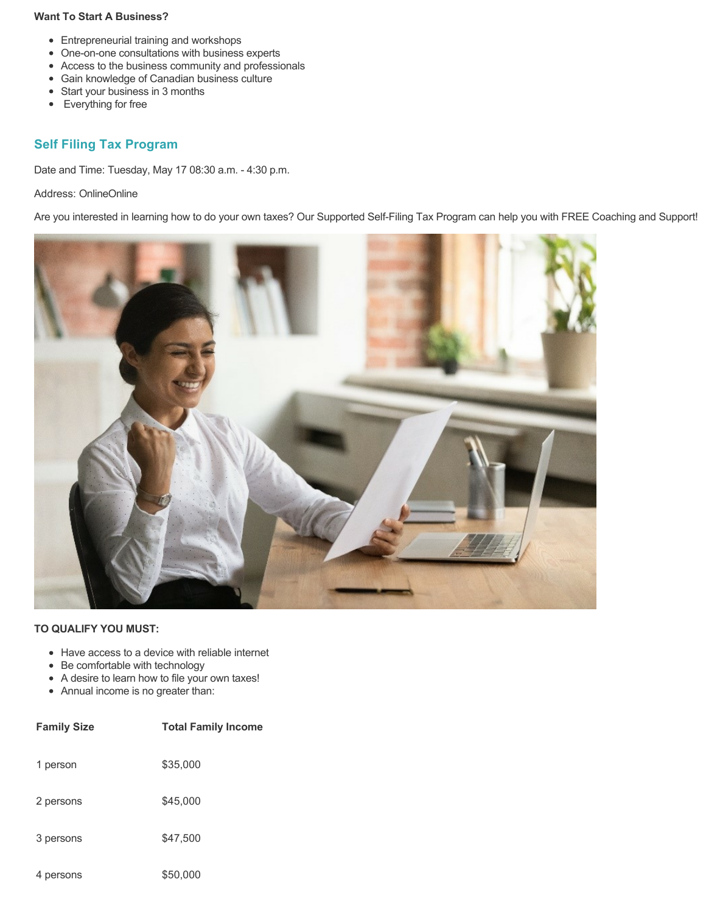**Want To Start A Business?**

- Entrepreneurial training and workshops
- One-on-one consultations with business experts
- Access to the business community and professionals
- Gain knowledge of Canadian business culture
- Start your business in 3 months
- Everything for free

## Self Filing Tax Program

Date and Time: Tuesday, May 17 08:30 a.m. - 4:30 p.m.

Address: OnlineOnline

Are you interested in learning how to do your own taxes? Our Supported Self-Filing Tax Program can help you with FREE Coaching and Support!

**TO QUALIFY YOU MUST:**

- Have access to a device with reliable internet
- Be comfortable with technology
- A desire to learn how to file your own taxes!
- Annual income is no greater than:

| Family Size | Total Family Income |
| --- | --- |
| 1 person | $35,000 |
| 2 persons | $45,000 |
| 3 persons | $47,500 |
| 4 persons | $50,000 |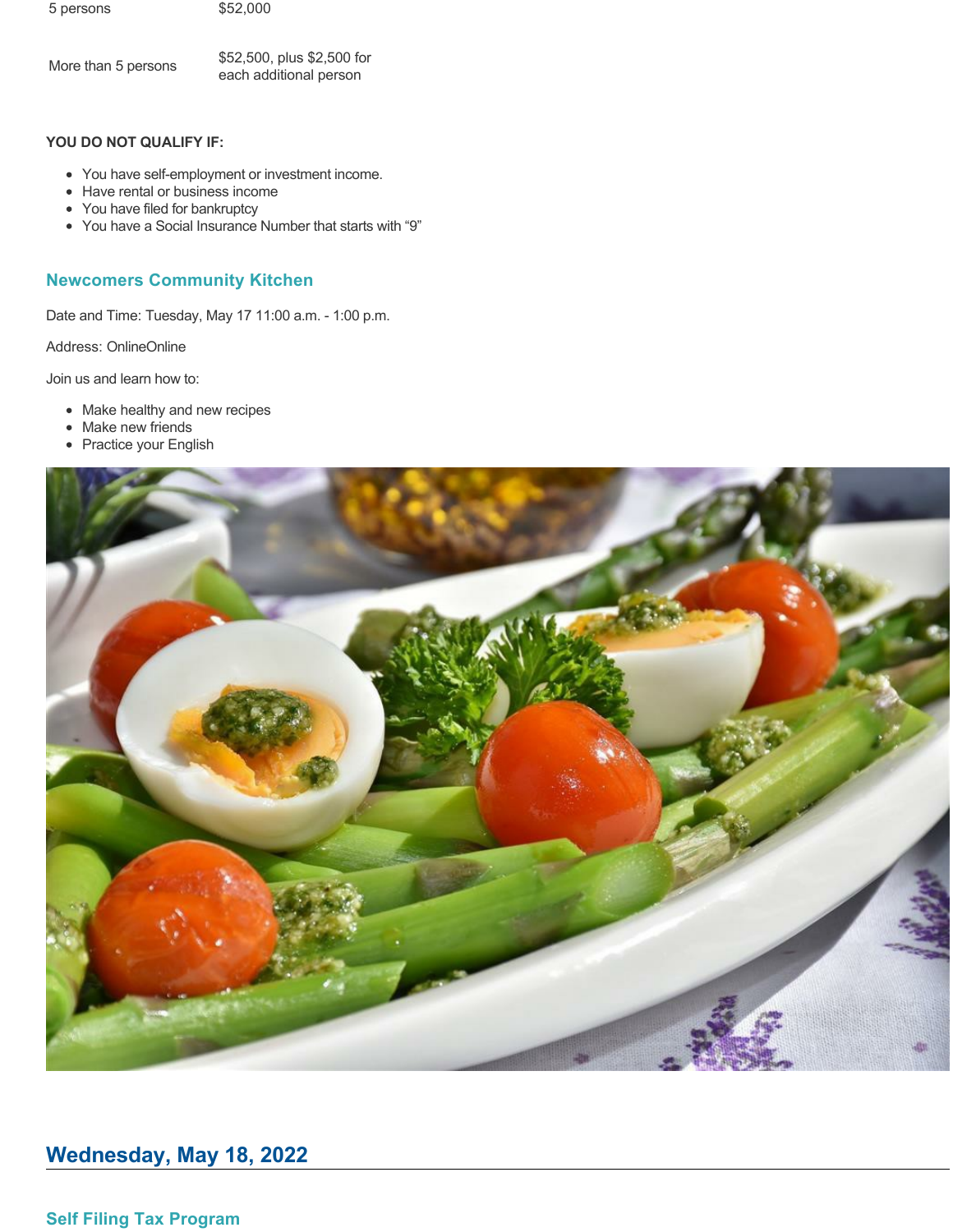| 5 persons | $52,000 |
|---|---|
| More than 5 persons | $52,500, plus $2,500 for each additional person |

**YOU DO NOT QUALIFY IF:**

- You have self-employment or investment income.
- Have rental or business income
- You have filed for bankruptcy
- You have a Social Insurance Number that starts with “9”

### Newcomers Community Kitchen

Date and Time: Tuesday, May 17 11:00 a.m. - 1:00 p.m.

Address: OnlineOnline

Join us and learn how to:

- Make healthy and new recipes
- Make new friends
- Practice your English

## Wednesday, May 18, 2022

### Self Filing Tax Program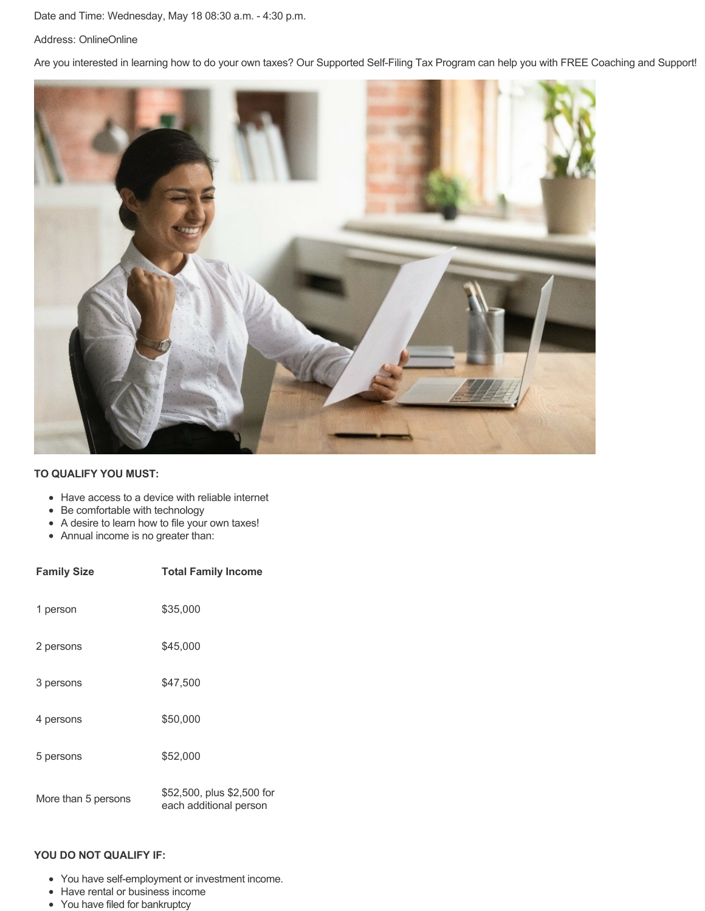Date and Time: Wednesday, May 18 08:30 a.m. - 4:30 p.m.

Address: OnlineOnline

Are you interested in learning how to do your own taxes? Our Supported Self-Filing Tax Program can help you with FREE Coaching and Support!

**TO QUALIFY YOU MUST:**

- Have access to a device with reliable internet
- Be comfortable with technology
- A desire to learn how to file your own taxes!
- Annual income is no greater than:

| Family Size | Total Family Income |
| --- | --- |
| 1 person | $35,000 |
| 2 persons | $45,000 |
| 3 persons | $47,500 |
| 4 persons | $50,000 |
| 5 persons | $52,000 |
| More than 5 persons | $52,500, plus $2,500 for each additional person |

**YOU DO NOT QUALIFY IF:**

- You have self-employment or investment income.
- Have rental or business income
- You have filed for bankruptcy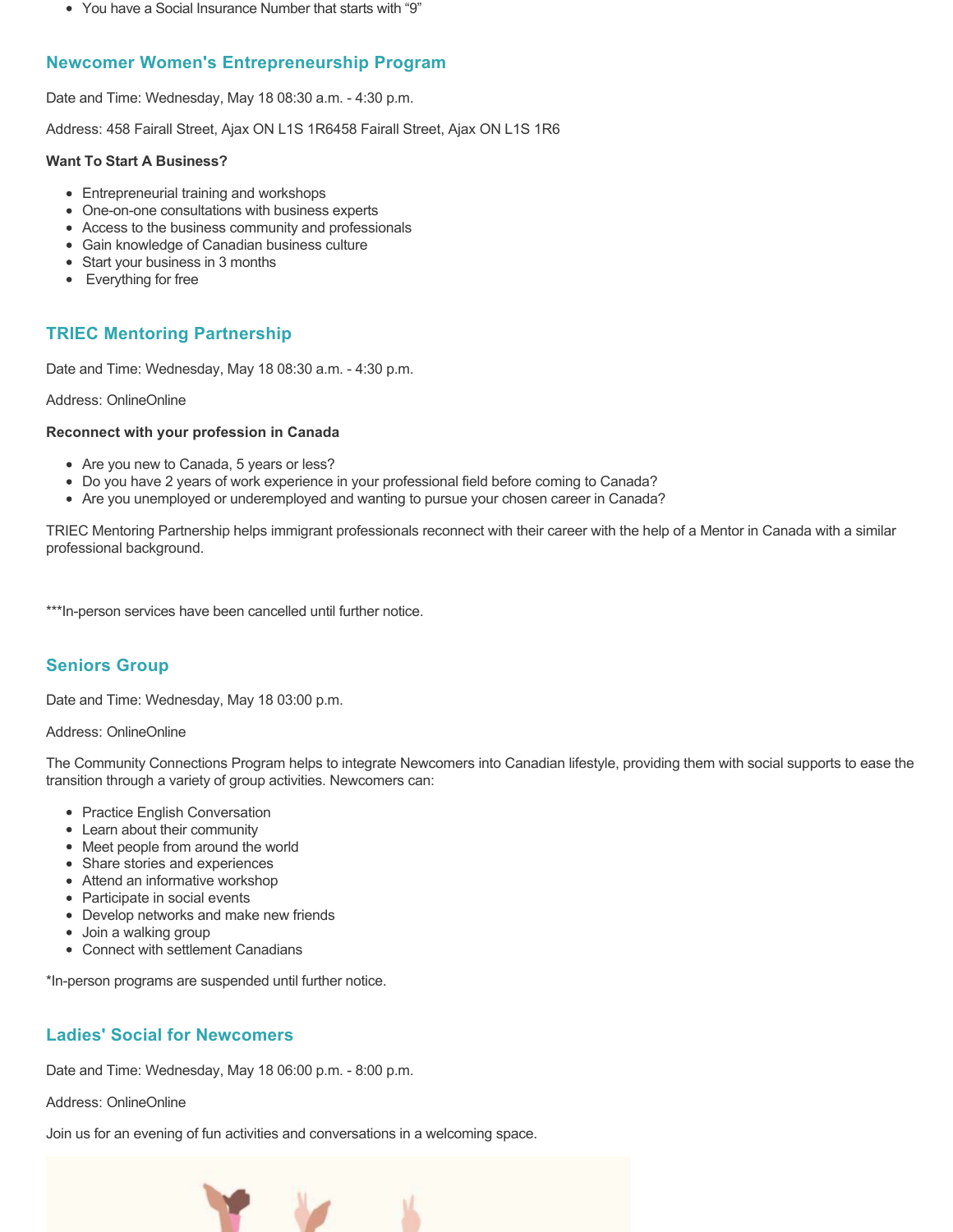- You have a Social Insurance Number that starts with “9”

## Newcomer Women's Entrepreneurship Program

Date and Time: Wednesday, May 18 08:30 a.m. - 4:30 p.m.

Address: 458 Fairall Street, Ajax ON L1S 1R6458 Fairall Street, Ajax ON L1S 1R6

**Want To Start A Business?**

- Entrepreneurial training and workshops
- One-on-one consultations with business experts
- Access to the business community and professionals
- Gain knowledge of Canadian business culture
- Start your business in 3 months
- Everything for free

## TRIEC Mentoring Partnership

Date and Time: Wednesday, May 18 08:30 a.m. - 4:30 p.m.

Address: OnlineOnline

**Reconnect with your profession in Canada**

- Are you new to Canada, 5 years or less?
- Do you have 2 years of work experience in your professional field before coming to Canada?
- Are you unemployed or underemployed and wanting to pursue your chosen career in Canada?

TRIEC Mentoring Partnership helps immigrant professionals reconnect with their career with the help of a Mentor in Canada with a similar professional background.

***In-person services have been cancelled until further notice.

## Seniors Group

Date and Time: Wednesday, May 18 03:00 p.m.

Address: OnlineOnline

The Community Connections Program helps to integrate Newcomers into Canadian lifestyle, providing them with social supports to ease the transition through a variety of group activities. Newcomers can:

- Practice English Conversation
- Learn about their community
- Meet people from around the world
- Share stories and experiences
- Attend an informative workshop
- Participate in social events
- Develop networks and make new friends
- Join a walking group
- Connect with settlement Canadians

*In-person programs are suspended until further notice.

## Ladies' Social for Newcomers

Date and Time: Wednesday, May 18 06:00 p.m. - 8:00 p.m.

Address: OnlineOnline

Join us for an evening of fun activities and conversations in a welcoming space.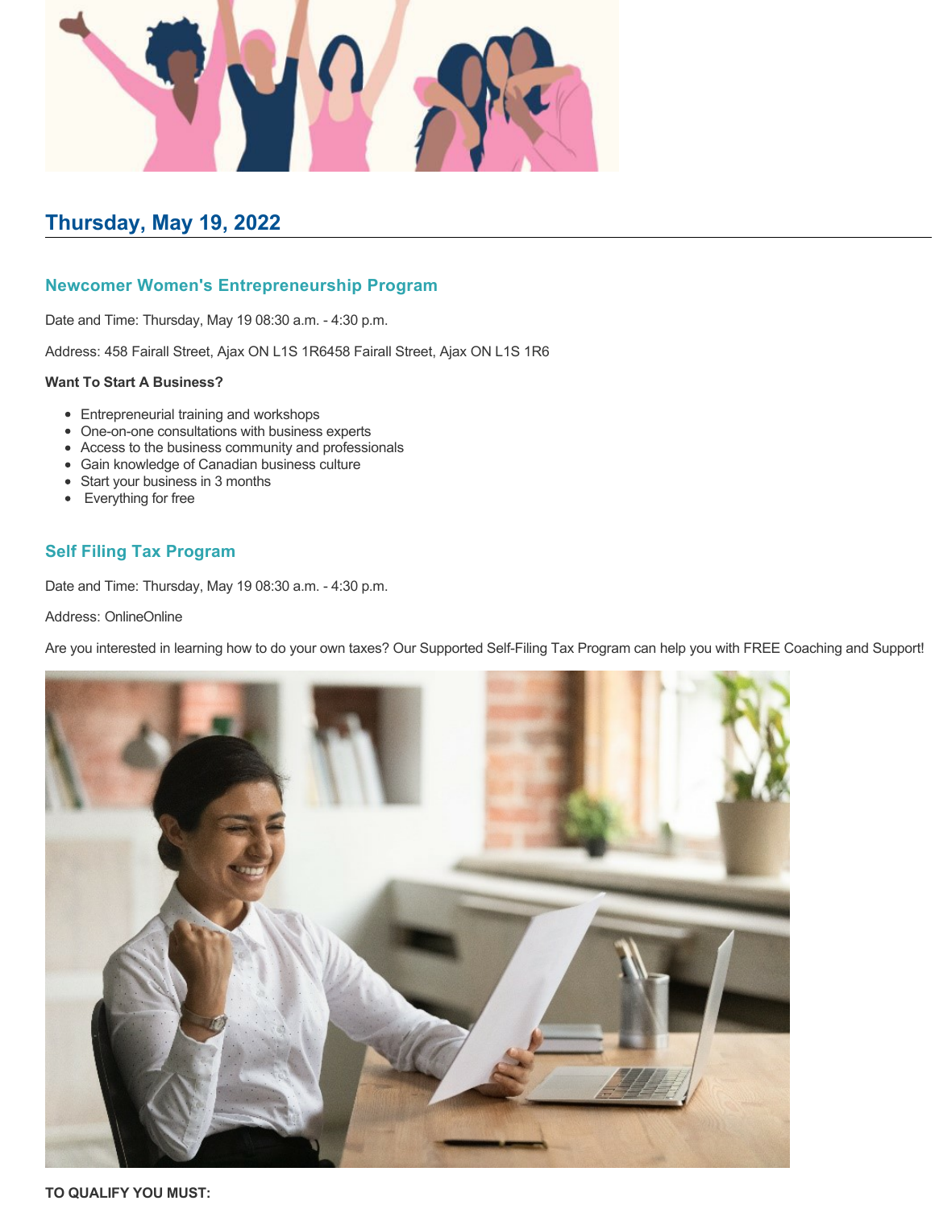## Thursday, May 19, 2022

### Newcomer Women's Entrepreneurship Program

Date and Time: Thursday, May 19 08:30 a.m. - 4:30 p.m.

Address: 458 Fairall Street, Ajax ON L1S 1R6458 Fairall Street, Ajax ON L1S 1R6

**Want To Start A Business?**

- Entrepreneurial training and workshops
- One-on-one consultations with business experts
- Access to the business community and professionals
- Gain knowledge of Canadian business culture
- Start your business in 3 months
- Everything for free

### Self Filing Tax Program

Date and Time: Thursday, May 19 08:30 a.m. - 4:30 p.m.

Address: OnlineOnline

Are you interested in learning how to do your own taxes? Our Supported Self-Filing Tax Program can help you with FREE Coaching and Support!

**TO QUALIFY YOU MUST:**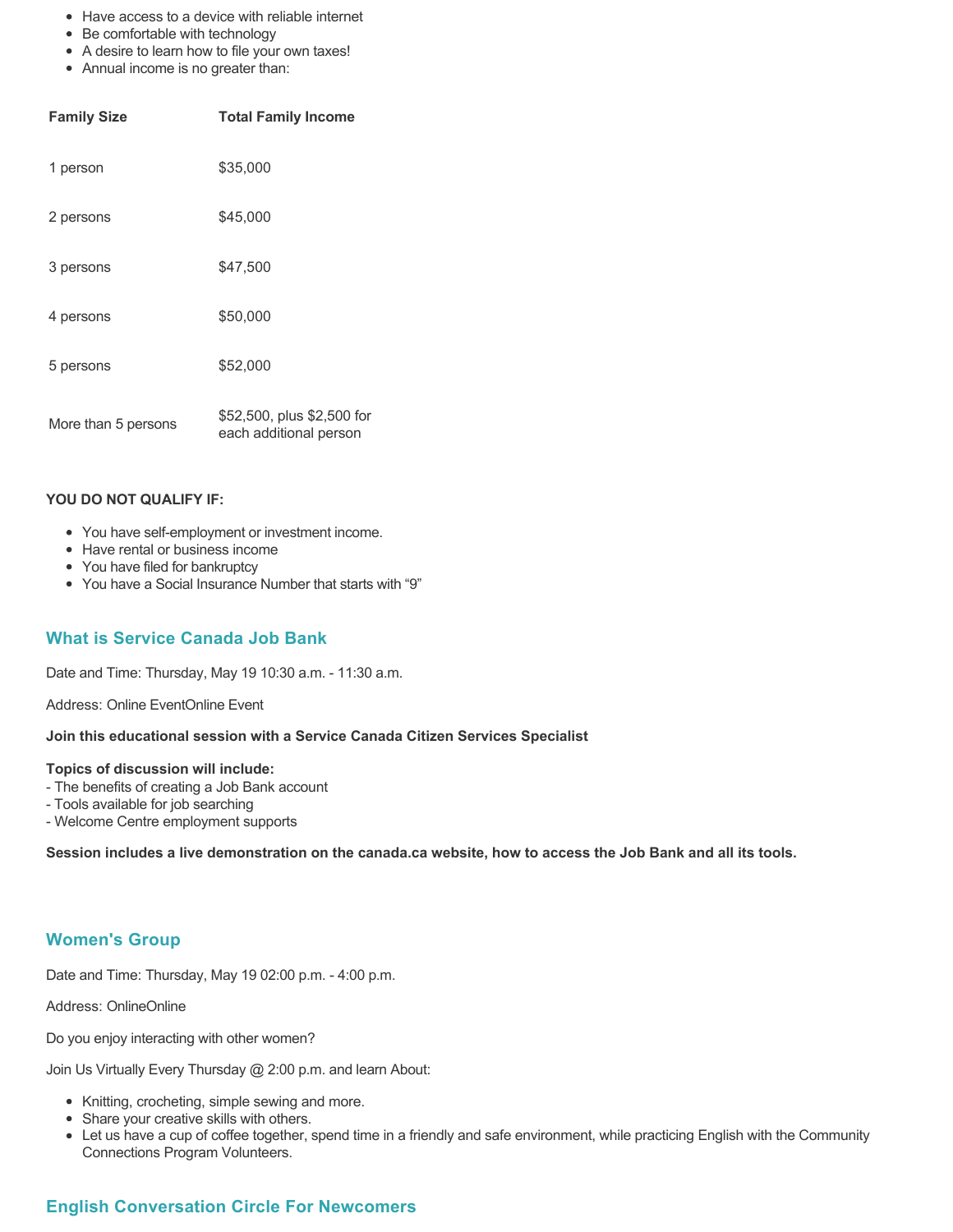- Have access to a device with reliable internet
- Be comfortable with technology
- A desire to learn how to file your own taxes!
- Annual income is no greater than:

| Family Size | Total Family Income |
| --- | --- |
| 1 person | $35,000 |
| 2 persons | $45,000 |
| 3 persons | $47,500 |
| 4 persons | $50,000 |
| 5 persons | $52,000 |
| More than 5 persons | $52,500, plus $2,500 for each additional person |

**YOU DO NOT QUALIFY IF:**

- You have self-employment or investment income.
- Have rental or business income
- You have filed for bankruptcy
- You have a Social Insurance Number that starts with "9"

## What is Service Canada Job Bank

Date and Time: Thursday, May 19 10:30 a.m. - 11:30 a.m.

Address: Online EventOnline Event

**Join this educational session with a Service Canada Citizen Services Specialist**

**Topics of discussion will include:**
- The benefits of creating a Job Bank account
- Tools available for job searching
- Welcome Centre employment supports

**Session includes a live demonstration on the canada.ca website, how to access the Job Bank and all its tools.**

## Women's Group

Date and Time: Thursday, May 19 02:00 p.m. - 4:00 p.m.

Address: OnlineOnline

Do you enjoy interacting with other women?

Join Us Virtually Every Thursday @ 2:00 p.m. and learn About:

- Knitting, crocheting, simple sewing and more.
- Share your creative skills with others.
- Let us have a cup of coffee together, spend time in a friendly and safe environment, while practicing English with the Community Connections Program Volunteers.

## English Conversation Circle For Newcomers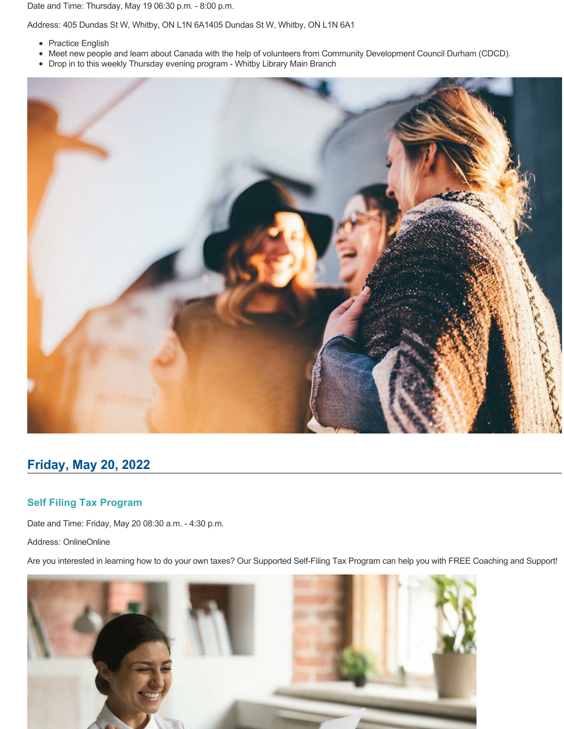Date and Time: Thursday, May 19 06:30 p.m. - 8:00 p.m.

Address: 405 Dundas St W, Whitby, ON L1N 6A1405 Dundas St W, Whitby, ON L1N 6A1

- Practice English
- Meet new people and learn about Canada with the help of volunteers from Community Development Council Durham (CDCD).
- Drop in to this weekly Thursday evening program - Whitby Library Main Branch

## Friday, May 20, 2022

### Self Filing Tax Program

Date and Time: Friday, May 20 08:30 a.m. - 4:30 p.m.

Address: OnlineOnline

Are you interested in learning how to do your own taxes? Our Supported Self-Filing Tax Program can help you with FREE Coaching and Support!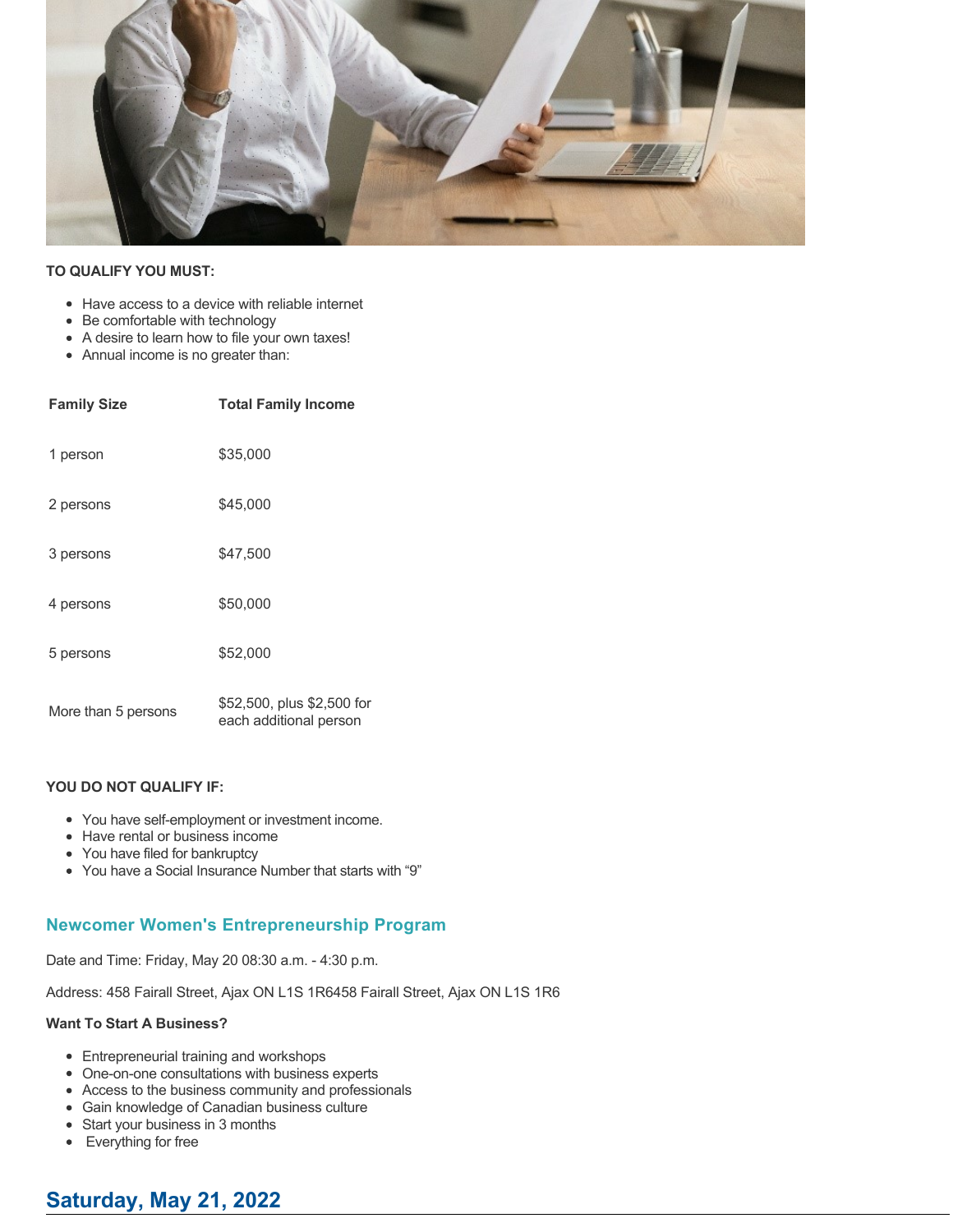**TO QUALIFY YOU MUST:**

- Have access to a device with reliable internet
- Be comfortable with technology
- A desire to learn how to file your own taxes!
- Annual income is no greater than:

| Family Size | Total Family Income |
|---|---|
| 1 person | $35,000 |
| 2 persons | $45,000 |
| 3 persons | $47,500 |
| 4 persons | $50,000 |
| 5 persons | $52,000 |
| More than 5 persons | $52,500, plus $2,500 for each additional person |

**YOU DO NOT QUALIFY IF:**

- You have self-employment or investment income.
- Have rental or business income
- You have filed for bankruptcy
- You have a Social Insurance Number that starts with "9"

### Newcomer Women's Entrepreneurship Program

Date and Time: Friday, May 20 08:30 a.m. - 4:30 p.m.

Address: 458 Fairall Street, Ajax ON L1S 1R6458 Fairall Street, Ajax ON L1S 1R6

**Want To Start A Business?**

- Entrepreneurial training and workshops
- One-on-one consultations with business experts
- Access to the business community and professionals
- Gain knowledge of Canadian business culture
- Start your business in 3 months
- Everything for free

## Saturday, May 21, 2022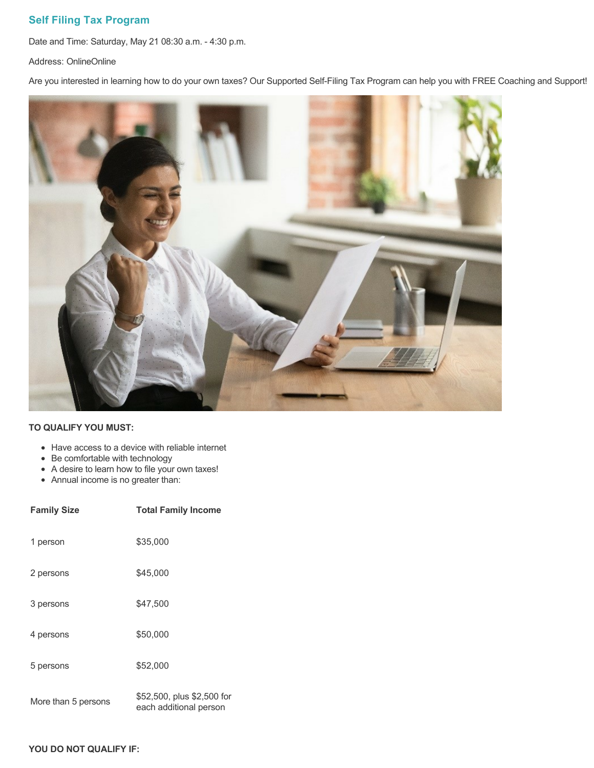## Self Filing Tax Program

Date and Time: Saturday, May 21 08:30 a.m. - 4:30 p.m.

Address: OnlineOnline

Are you interested in learning how to do your own taxes? Our Supported Self-Filing Tax Program can help you with FREE Coaching and Support!

**TO QUALIFY YOU MUST:**

- Have access to a device with reliable internet
- Be comfortable with technology
- A desire to learn how to file your own taxes!
- Annual income is no greater than:

| Family Size | Total Family Income |
|---|---|
| 1 person | $35,000 |
| 2 persons | $45,000 |
| 3 persons | $47,500 |
| 4 persons | $50,000 |
| 5 persons | $52,000 |
| More than 5 persons | $52,500, plus $2,500 for each additional person |

**YOU DO NOT QUALIFY IF:**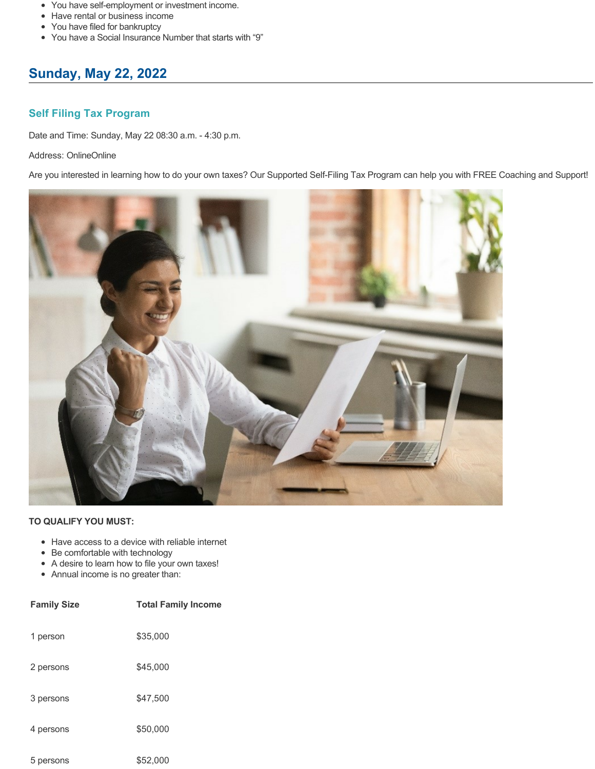- You have self-employment or investment income.
- Have rental or business income
- You have filed for bankruptcy
- You have a Social Insurance Number that starts with “9”

## Sunday, May 22, 2022

### Self Filing Tax Program

Date and Time: Sunday, May 22 08:30 a.m. - 4:30 p.m.

Address: OnlineOnline

Are you interested in learning how to do your own taxes? Our Supported Self-Filing Tax Program can help you with FREE Coaching and Support!

**TO QUALIFY YOU MUST:**

- Have access to a device with reliable internet
- Be comfortable with technology
- A desire to learn how to file your own taxes!
- Annual income is no greater than:

| Family Size | Total Family Income |
|---|---|
| 1 person | $35,000 |
| 2 persons | $45,000 |
| 3 persons | $47,500 |
| 4 persons | $50,000 |
| 5 persons | $52,000 |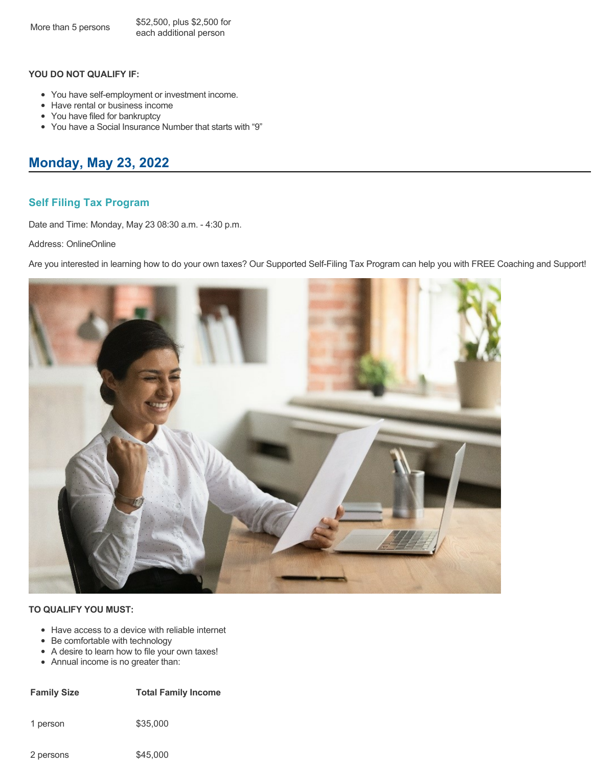| | |
|---|---|
| More than 5 persons | $52,500, plus $2,500 for each additional person |

**YOU DO NOT QUALIFY IF:**

- You have self-employment or investment income.
- Have rental or business income
- You have filed for bankruptcy
- You have a Social Insurance Number that starts with "9"

## Monday, May 23, 2022

### Self Filing Tax Program

Date and Time: Monday, May 23 08:30 a.m. - 4:30 p.m.

Address: OnlineOnline

Are you interested in learning how to do your own taxes? Our Supported Self-Filing Tax Program can help you with FREE Coaching and Support!

**TO QUALIFY YOU MUST:**

- Have access to a device with reliable internet
- Be comfortable with technology
- A desire to learn how to file your own taxes!
- Annual income is no greater than:

| Family Size | Total Family Income |
|---|---|
| 1 person | $35,000 |
| 2 persons | $45,000 |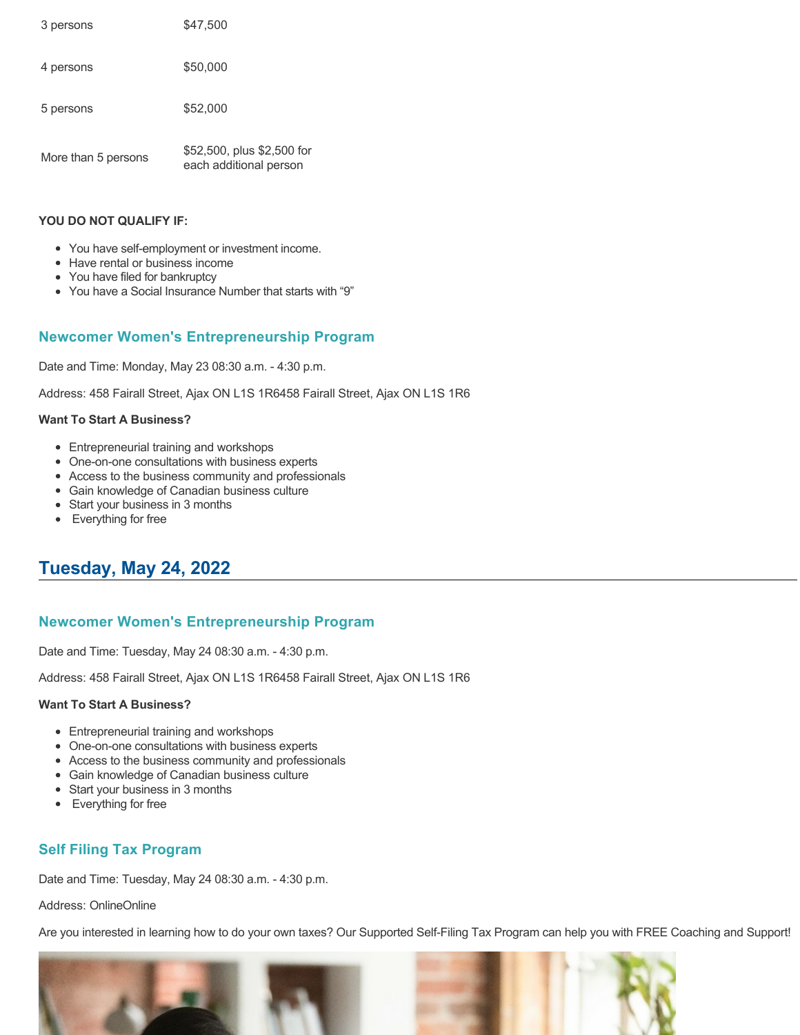| 3 persons | $47,500 |
|---|---|
| 4 persons | $50,000 |
| 5 persons | $52,000 |
| More than 5 persons | $52,500, plus $2,500 for each additional person |

**YOU DO NOT QUALIFY IF:**

- You have self-employment or investment income.
- Have rental or business income
- You have filed for bankruptcy
- You have a Social Insurance Number that starts with "9"

### Newcomer Women's Entrepreneurship Program

Date and Time: Monday, May 23 08:30 a.m. - 4:30 p.m.

Address: 458 Fairall Street, Ajax ON L1S 1R6458 Fairall Street, Ajax ON L1S 1R6

**Want To Start A Business?**

- Entrepreneurial training and workshops
- One-on-one consultations with business experts
- Access to the business community and professionals
- Gain knowledge of Canadian business culture
- Start your business in 3 months
- Everything for free

## Tuesday, May 24, 2022

### Newcomer Women's Entrepreneurship Program

Date and Time: Tuesday, May 24 08:30 a.m. - 4:30 p.m.

Address: 458 Fairall Street, Ajax ON L1S 1R6458 Fairall Street, Ajax ON L1S 1R6

**Want To Start A Business?**

- Entrepreneurial training and workshops
- One-on-one consultations with business experts
- Access to the business community and professionals
- Gain knowledge of Canadian business culture
- Start your business in 3 months
- Everything for free

### Self Filing Tax Program

Date and Time: Tuesday, May 24 08:30 a.m. - 4:30 p.m.

Address: OnlineOnline

Are you interested in learning how to do your own taxes? Our Supported Self-Filing Tax Program can help you with FREE Coaching and Support!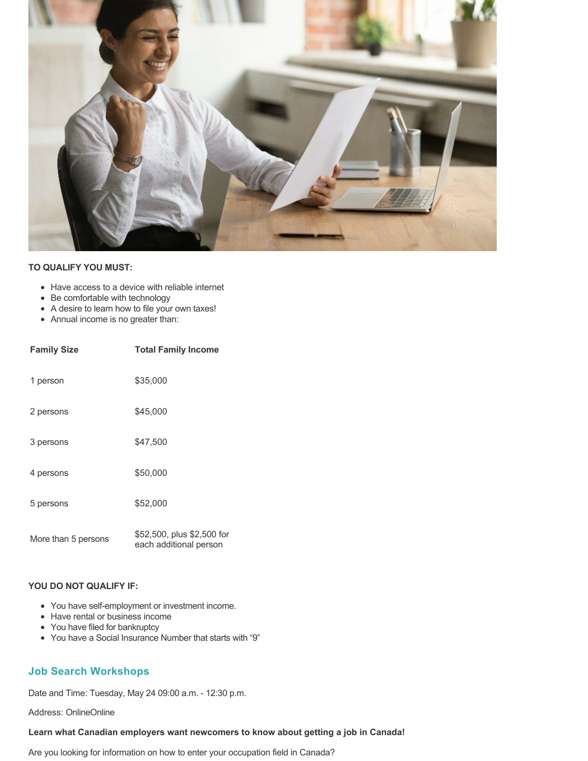**TO QUALIFY YOU MUST:**

- Have access to a device with reliable internet
- Be comfortable with technology
- A desire to learn how to file your own taxes!
- Annual income is no greater than:

| Family Size | Total Family Income |
| --- | --- |
| 1 person | $35,000 |
| 2 persons | $45,000 |
| 3 persons | $47,500 |
| 4 persons | $50,000 |
| 5 persons | $52,000 |
| More than 5 persons | $52,500, plus $2,500 for each additional person |

**YOU DO NOT QUALIFY IF:**

- You have self-employment or investment income.
- Have rental or business income
- You have filed for bankruptcy
- You have a Social Insurance Number that starts with "9"

## Job Search Workshops

Date and Time: Tuesday, May 24 09:00 a.m. - 12:30 p.m.

Address: OnlineOnline

**Learn what Canadian employers want newcomers to know about getting a job in Canada!**

Are you looking for information on how to enter your occupation field in Canada?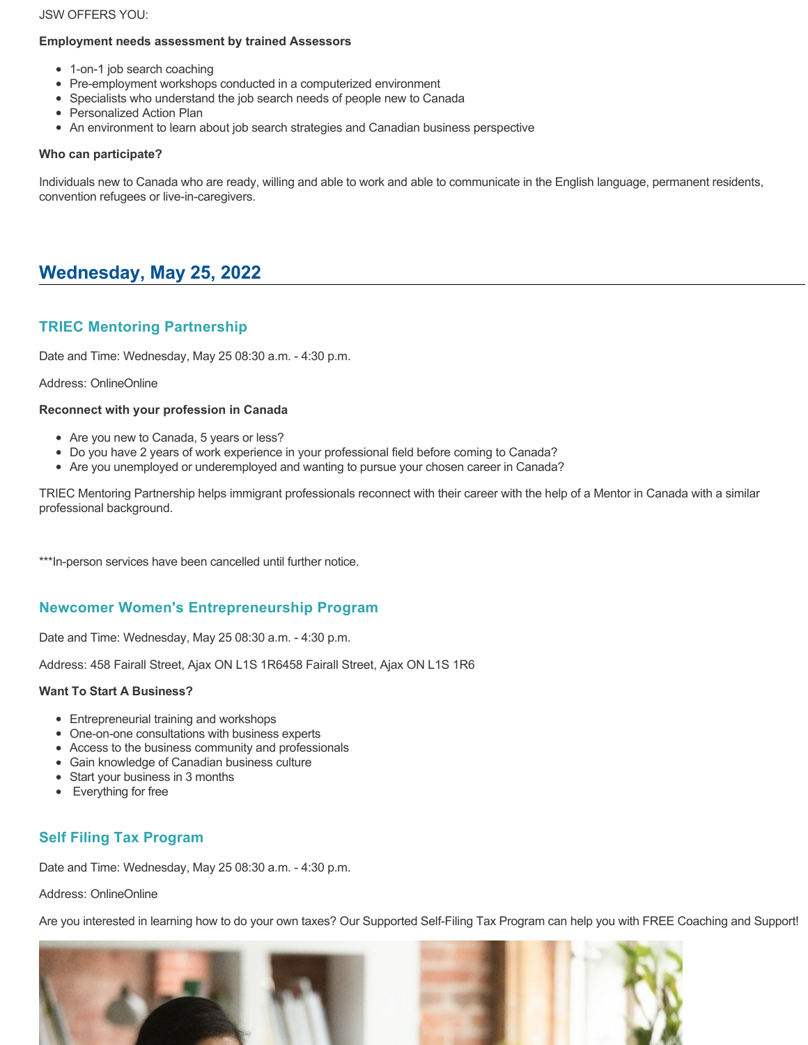JSW OFFERS YOU:

**Employment needs assessment by trained Assessors**

- 1-on-1 job search coaching
- Pre-employment workshops conducted in a computerized environment
- Specialists who understand the job search needs of people new to Canada
- Personalized Action Plan
- An environment to learn about job search strategies and Canadian business perspective

**Who can participate?**

Individuals new to Canada who are ready, willing and able to work and able to communicate in the English language, permanent residents, convention refugees or live-in-caregivers.

## Wednesday, May 25, 2022

### TRIEC Mentoring Partnership

Date and Time: Wednesday, May 25 08:30 a.m. - 4:30 p.m.

Address: OnlineOnline

**Reconnect with your profession in Canada**

- Are you new to Canada, 5 years or less?
- Do you have 2 years of work experience in your professional field before coming to Canada?
- Are you unemployed or underemployed and wanting to pursue your chosen career in Canada?

TRIEC Mentoring Partnership helps immigrant professionals reconnect with their career with the help of a Mentor in Canada with a similar professional background.

***In-person services have been cancelled until further notice.

### Newcomer Women's Entrepreneurship Program

Date and Time: Wednesday, May 25 08:30 a.m. - 4:30 p.m.

Address: 458 Fairall Street, Ajax ON L1S 1R6458 Fairall Street, Ajax ON L1S 1R6

**Want To Start A Business?**

- Entrepreneurial training and workshops
- One-on-one consultations with business experts
- Access to the business community and professionals
- Gain knowledge of Canadian business culture
- Start your business in 3 months
- Everything for free

### Self Filing Tax Program

Date and Time: Wednesday, May 25 08:30 a.m. - 4:30 p.m.

Address: OnlineOnline

Are you interested in learning how to do your own taxes? Our Supported Self-Filing Tax Program can help you with FREE Coaching and Support!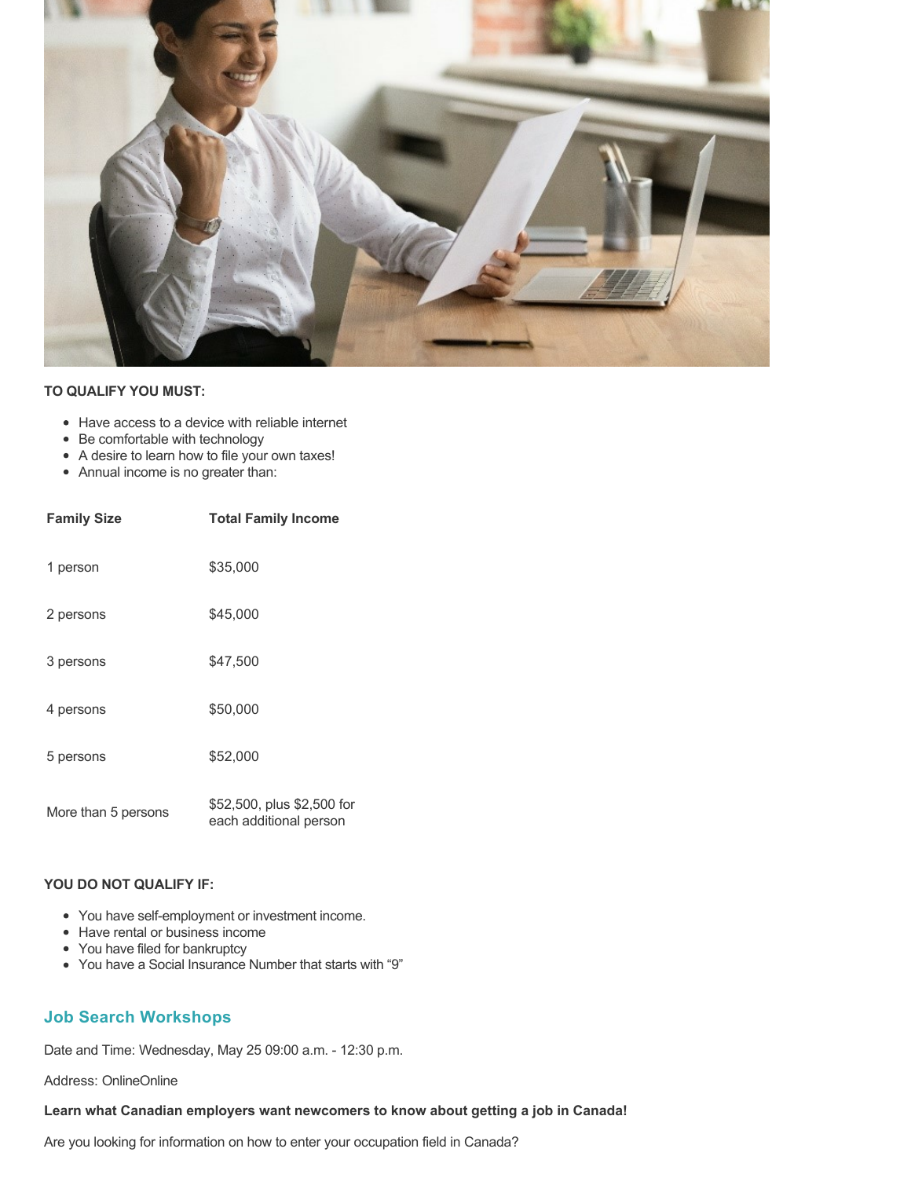**TO QUALIFY YOU MUST:**

- Have access to a device with reliable internet
- Be comfortable with technology
- A desire to learn how to file your own taxes!
- Annual income is no greater than:

| Family Size | Total Family Income |
|---|---|
| 1 person | $35,000 |
| 2 persons | $45,000 |
| 3 persons | $47,500 |
| 4 persons | $50,000 |
| 5 persons | $52,000 |
| More than 5 persons | $52,500, plus $2,500 for each additional person |

**YOU DO NOT QUALIFY IF:**

- You have self-employment or investment income.
- Have rental or business income
- You have filed for bankruptcy
- You have a Social Insurance Number that starts with "9"

## Job Search Workshops

Date and Time: Wednesday, May 25 09:00 a.m. - 12:30 p.m.

Address: OnlineOnline

**Learn what Canadian employers want newcomers to know about getting a job in Canada!**

Are you looking for information on how to enter your occupation field in Canada?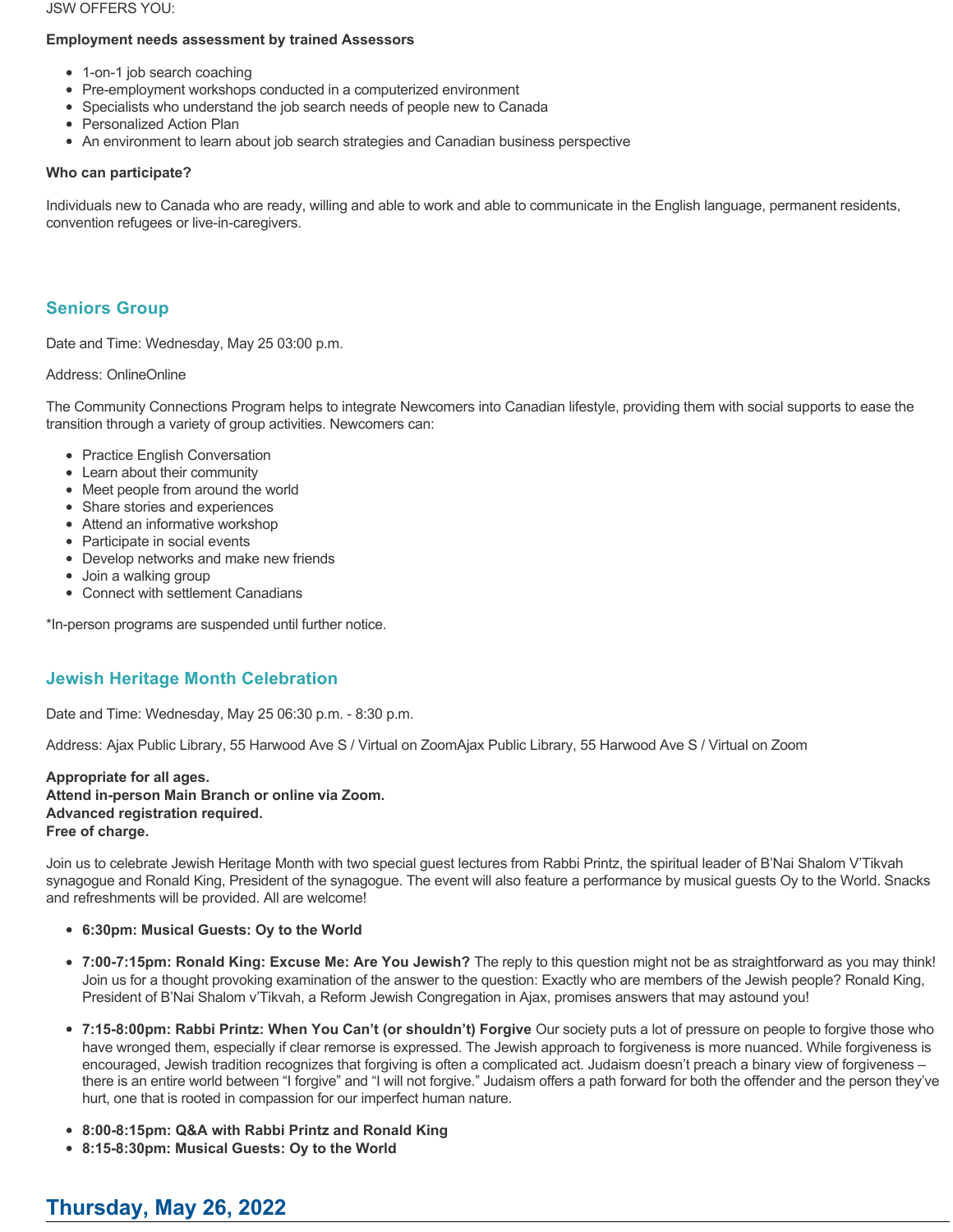JSW OFFERS YOU:

**Employment needs assessment by trained Assessors**

- 1-on-1 job search coaching
- Pre-employment workshops conducted in a computerized environment
- Specialists who understand the job search needs of people new to Canada
- Personalized Action Plan
- An environment to learn about job search strategies and Canadian business perspective

**Who can participate?**

Individuals new to Canada who are ready, willing and able to work and able to communicate in the English language, permanent residents, convention refugees or live-in-caregivers.

### Seniors Group

Date and Time: Wednesday, May 25 03:00 p.m.

Address: OnlineOnline

The Community Connections Program helps to integrate Newcomers into Canadian lifestyle, providing them with social supports to ease the transition through a variety of group activities. Newcomers can:

- Practice English Conversation
- Learn about their community
- Meet people from around the world
- Share stories and experiences
- Attend an informative workshop
- Participate in social events
- Develop networks and make new friends
- Join a walking group
- Connect with settlement Canadians

*In-person programs are suspended until further notice.

### Jewish Heritage Month Celebration

Date and Time: Wednesday, May 25 06:30 p.m. - 8:30 p.m.

Address: Ajax Public Library, 55 Harwood Ave S / Virtual on ZoomAjax Public Library, 55 Harwood Ave S / Virtual on Zoom

**Appropriate for all ages.**
**Attend in-person Main Branch or online via Zoom.**
**Advanced registration required.**
**Free of charge.**

Join us to celebrate Jewish Heritage Month with two special guest lectures from Rabbi Printz, the spiritual leader of B'Nai Shalom V'Tikvah synagogue and Ronald King, President of the synagogue. The event will also feature a performance by musical guests Oy to the World. Snacks and refreshments will be provided. All are welcome!

- **6:30pm: Musical Guests: Oy to the World**
- **7:00-7:15pm: Ronald King: Excuse Me: Are You Jewish?** The reply to this question might not be as straightforward as you may think! Join us for a thought provoking examination of the answer to the question: Exactly who are members of the Jewish people? Ronald King, President of B'Nai Shalom v'Tikvah, a Reform Jewish Congregation in Ajax, promises answers that may astound you!
- **7:15-8:00pm: Rabbi Printz: When You Can't (or shouldn't) Forgive** Our society puts a lot of pressure on people to forgive those who have wronged them, especially if clear remorse is expressed. The Jewish approach to forgiveness is more nuanced. While forgiveness is encouraged, Jewish tradition recognizes that forgiving is often a complicated act. Judaism doesn't preach a binary view of forgiveness – there is an entire world between "I forgive" and "I will not forgive." Judaism offers a path forward for both the offender and the person they've hurt, one that is rooted in compassion for our imperfect human nature.
- **8:00-8:15pm: Q&A with Rabbi Printz and Ronald King**
- **8:15-8:30pm: Musical Guests: Oy to the World**

## Thursday, May 26, 2022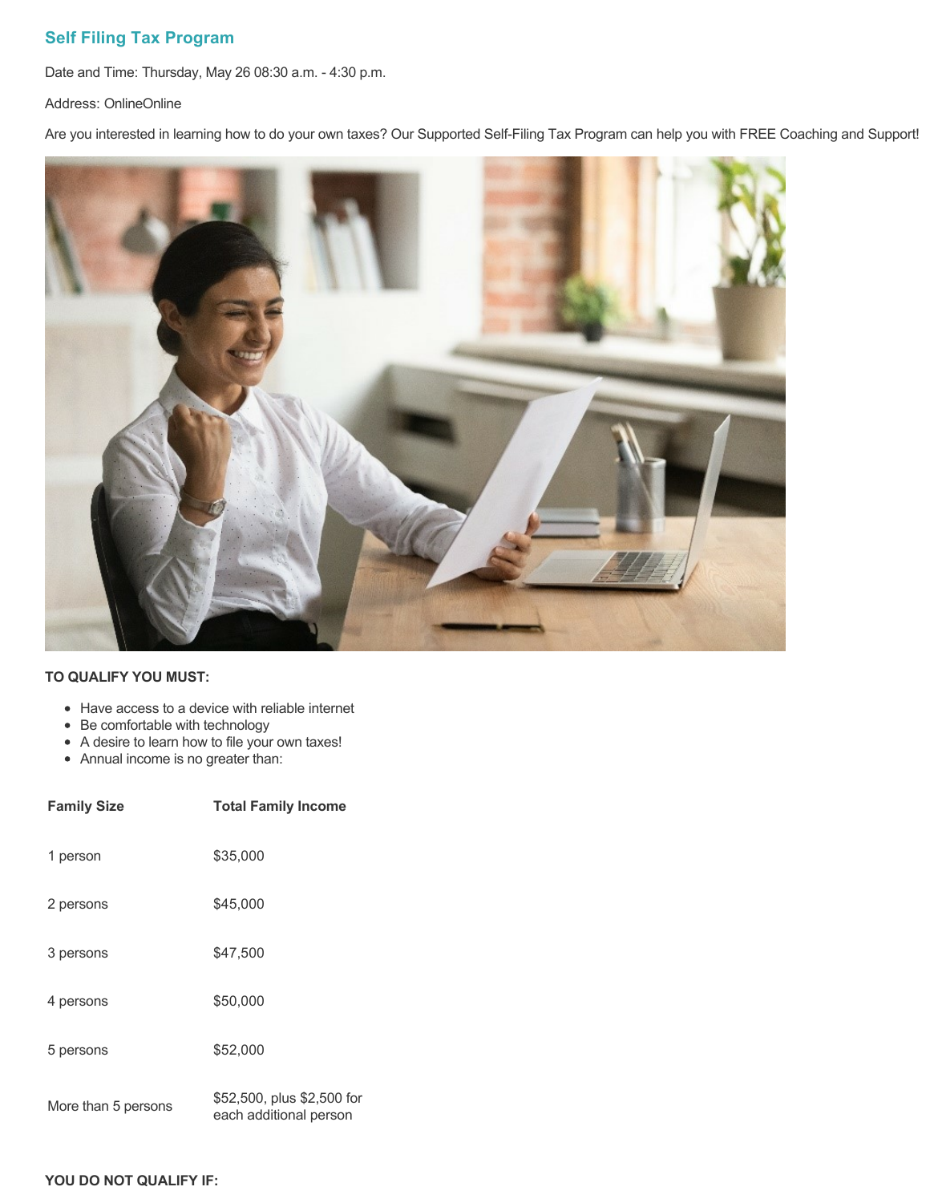## Self Filing Tax Program

Date and Time: Thursday, May 26 08:30 a.m. - 4:30 p.m.

Address: OnlineOnline

Are you interested in learning how to do your own taxes? Our Supported Self-Filing Tax Program can help you with FREE Coaching and Support!

**TO QUALIFY YOU MUST:**

- Have access to a device with reliable internet
- Be comfortable with technology
- A desire to learn how to file your own taxes!
- Annual income is no greater than:

| Family Size | Total Family Income |
|---|---|
| 1 person | $35,000 |
| 2 persons | $45,000 |
| 3 persons | $47,500 |
| 4 persons | $50,000 |
| 5 persons | $52,000 |
| More than 5 persons | $52,500, plus $2,500 for each additional person |

**YOU DO NOT QUALIFY IF:**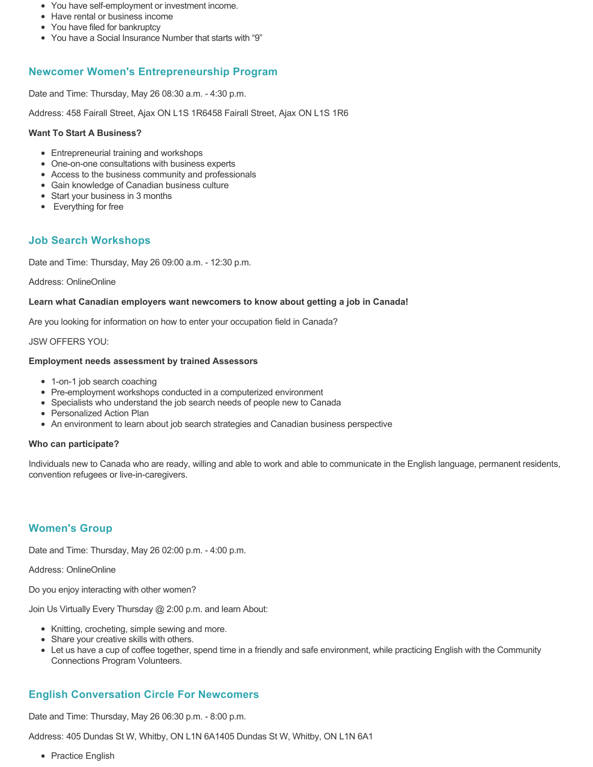- You have self-employment or investment income.
- Have rental or business income
- You have filed for bankruptcy
- You have a Social Insurance Number that starts with “9”

## Newcomer Women's Entrepreneurship Program

Date and Time: Thursday, May 26 08:30 a.m. - 4:30 p.m.

Address: 458 Fairall Street, Ajax ON L1S 1R6458 Fairall Street, Ajax ON L1S 1R6

**Want To Start A Business?**

- Entrepreneurial training and workshops
- One-on-one consultations with business experts
- Access to the business community and professionals
- Gain knowledge of Canadian business culture
- Start your business in 3 months
- Everything for free

## Job Search Workshops

Date and Time: Thursday, May 26 09:00 a.m. - 12:30 p.m.

Address: OnlineOnline

**Learn what Canadian employers want newcomers to know about getting a job in Canada!**

Are you looking for information on how to enter your occupation field in Canada?

JSW OFFERS YOU:

**Employment needs assessment by trained Assessors**

- 1-on-1 job search coaching
- Pre-employment workshops conducted in a computerized environment
- Specialists who understand the job search needs of people new to Canada
- Personalized Action Plan
- An environment to learn about job search strategies and Canadian business perspective

**Who can participate?**

Individuals new to Canada who are ready, willing and able to work and able to communicate in the English language, permanent residents, convention refugees or live-in-caregivers.

## Women's Group

Date and Time: Thursday, May 26 02:00 p.m. - 4:00 p.m.

Address: OnlineOnline

Do you enjoy interacting with other women?

Join Us Virtually Every Thursday @ 2:00 p.m. and learn About:

- Knitting, crocheting, simple sewing and more.
- Share your creative skills with others.
- Let us have a cup of coffee together, spend time in a friendly and safe environment, while practicing English with the Community Connections Program Volunteers.

## English Conversation Circle For Newcomers

Date and Time: Thursday, May 26 06:30 p.m. - 8:00 p.m.

Address: 405 Dundas St W, Whitby, ON L1N 6A1405 Dundas St W, Whitby, ON L1N 6A1

- Practice English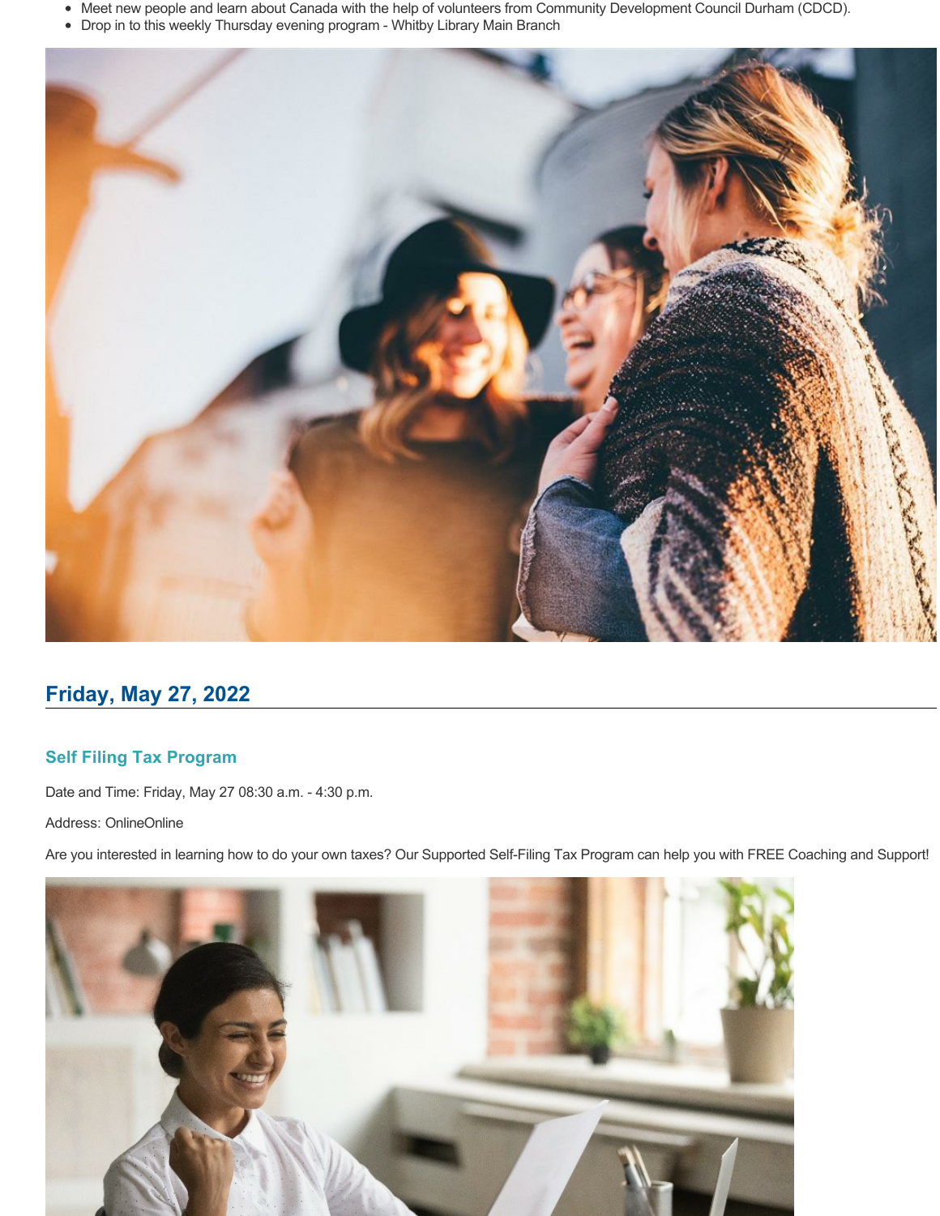- Meet new people and learn about Canada with the help of volunteers from Community Development Council Durham (CDCD).
- Drop in to this weekly Thursday evening program - Whitby Library Main Branch

## Friday, May 27, 2022

### Self Filing Tax Program

Date and Time: Friday, May 27 08:30 a.m. - 4:30 p.m.

Address: OnlineOnline

Are you interested in learning how to do your own taxes? Our Supported Self-Filing Tax Program can help you with FREE Coaching and Support!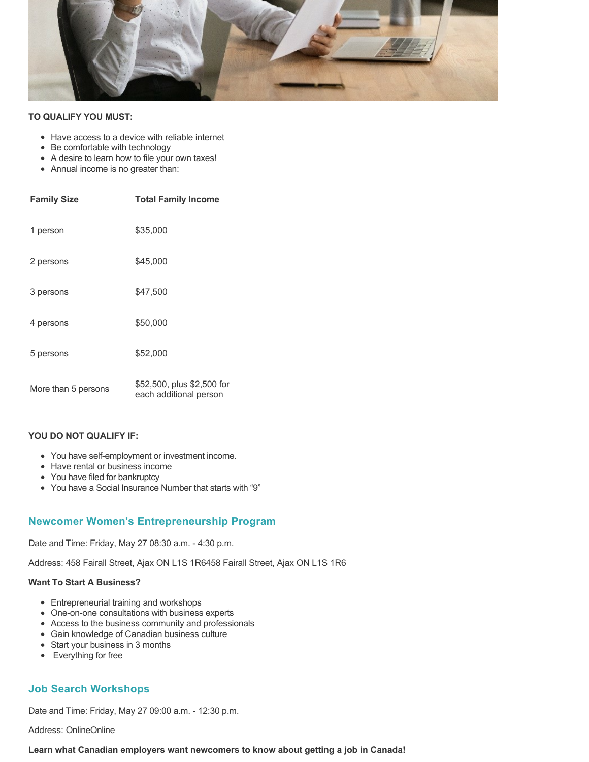**TO QUALIFY YOU MUST:**

- Have access to a device with reliable internet
- Be comfortable with technology
- A desire to learn how to file your own taxes!
- Annual income is no greater than:

| Family Size | Total Family Income |
|---|---|
| 1 person | $35,000 |
| 2 persons | $45,000 |
| 3 persons | $47,500 |
| 4 persons | $50,000 |
| 5 persons | $52,000 |
| More than 5 persons | $52,500, plus $2,500 for each additional person |

**YOU DO NOT QUALIFY IF:**

- You have self-employment or investment income.
- Have rental or business income
- You have filed for bankruptcy
- You have a Social Insurance Number that starts with “9”

## Newcomer Women's Entrepreneurship Program

Date and Time: Friday, May 27 08:30 a.m. - 4:30 p.m.

Address: 458 Fairall Street, Ajax ON L1S 1R6458 Fairall Street, Ajax ON L1S 1R6

**Want To Start A Business?**

- Entrepreneurial training and workshops
- One-on-one consultations with business experts
- Access to the business community and professionals
- Gain knowledge of Canadian business culture
- Start your business in 3 months
- Everything for free

## Job Search Workshops

Date and Time: Friday, May 27 09:00 a.m. - 12:30 p.m.

Address: OnlineOnline

**Learn what Canadian employers want newcomers to know about getting a job in Canada!**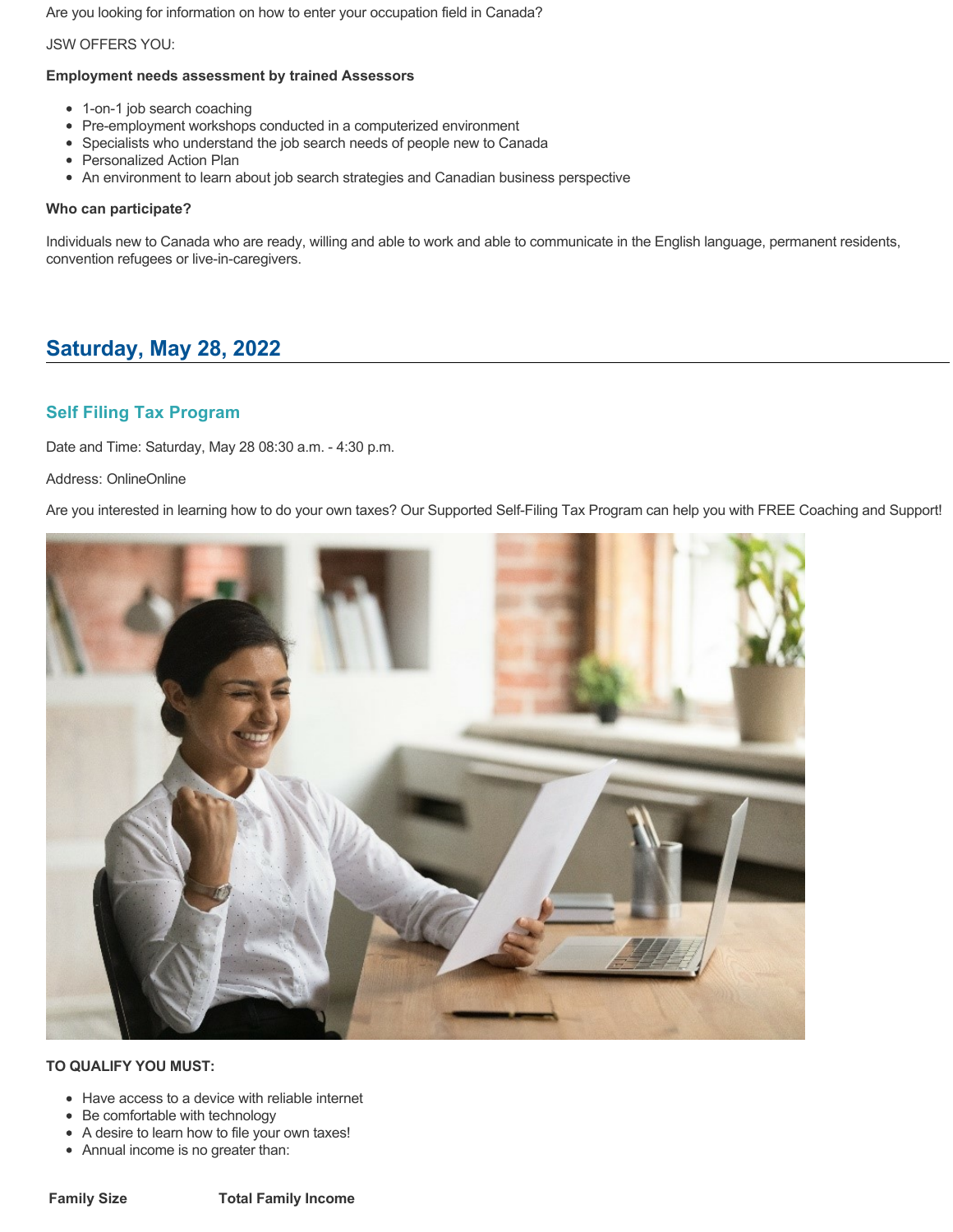Are you looking for information on how to enter your occupation field in Canada?

JSW OFFERS YOU:

**Employment needs assessment by trained Assessors**

- 1-on-1 job search coaching
- Pre-employment workshops conducted in a computerized environment
- Specialists who understand the job search needs of people new to Canada
- Personalized Action Plan
- An environment to learn about job search strategies and Canadian business perspective

**Who can participate?**

Individuals new to Canada who are ready, willing and able to work and able to communicate in the English language, permanent residents, convention refugees or live-in-caregivers.

## Saturday, May 28, 2022

### Self Filing Tax Program

Date and Time: Saturday, May 28 08:30 a.m. - 4:30 p.m.

Address: OnlineOnline

Are you interested in learning how to do your own taxes? Our Supported Self-Filing Tax Program can help you with FREE Coaching and Support!

**TO QUALIFY YOU MUST:**

- Have access to a device with reliable internet
- Be comfortable with technology
- A desire to learn how to file your own taxes!
- Annual income is no greater than:

| Family Size | Total Family Income |
| --- | --- |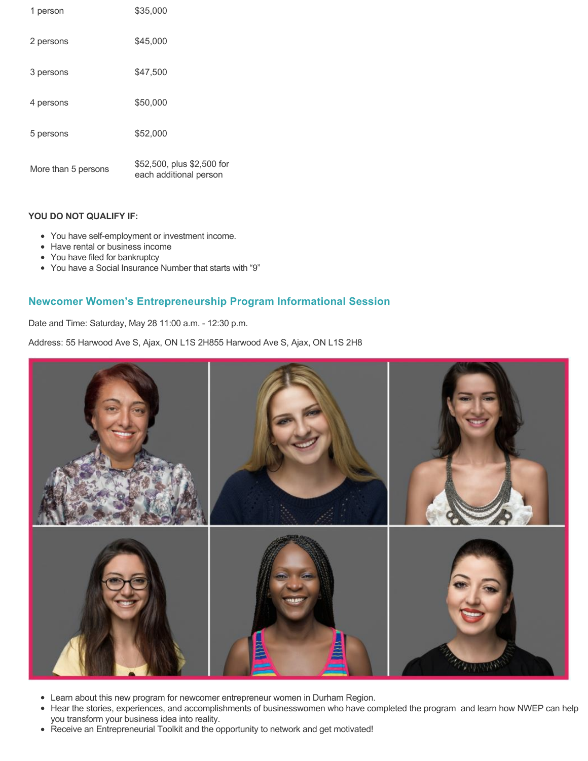| | |
|---|---|
| 1 person | $35,000 |
| 2 persons | $45,000 |
| 3 persons | $47,500 |
| 4 persons | $50,000 |
| 5 persons | $52,000 |
| More than 5 persons | $52,500, plus $2,500 for each additional person |

**YOU DO NOT QUALIFY IF:**

- You have self-employment or investment income.
- Have rental or business income
- You have filed for bankruptcy
- You have a Social Insurance Number that starts with "9"

## Newcomer Women's Entrepreneurship Program Informational Session

Date and Time: Saturday, May 28 11:00 a.m. - 12:30 p.m.

Address: 55 Harwood Ave S, Ajax, ON L1S 2H855 Harwood Ave S, Ajax, ON L1S 2H8

- Learn about this new program for newcomer entrepreneur women in Durham Region.
- Hear the stories, experiences, and accomplishments of businesswomen who have completed the program and learn how NWEP can help you transform your business idea into reality.
- Receive an Entrepreneurial Toolkit and the opportunity to network and get motivated!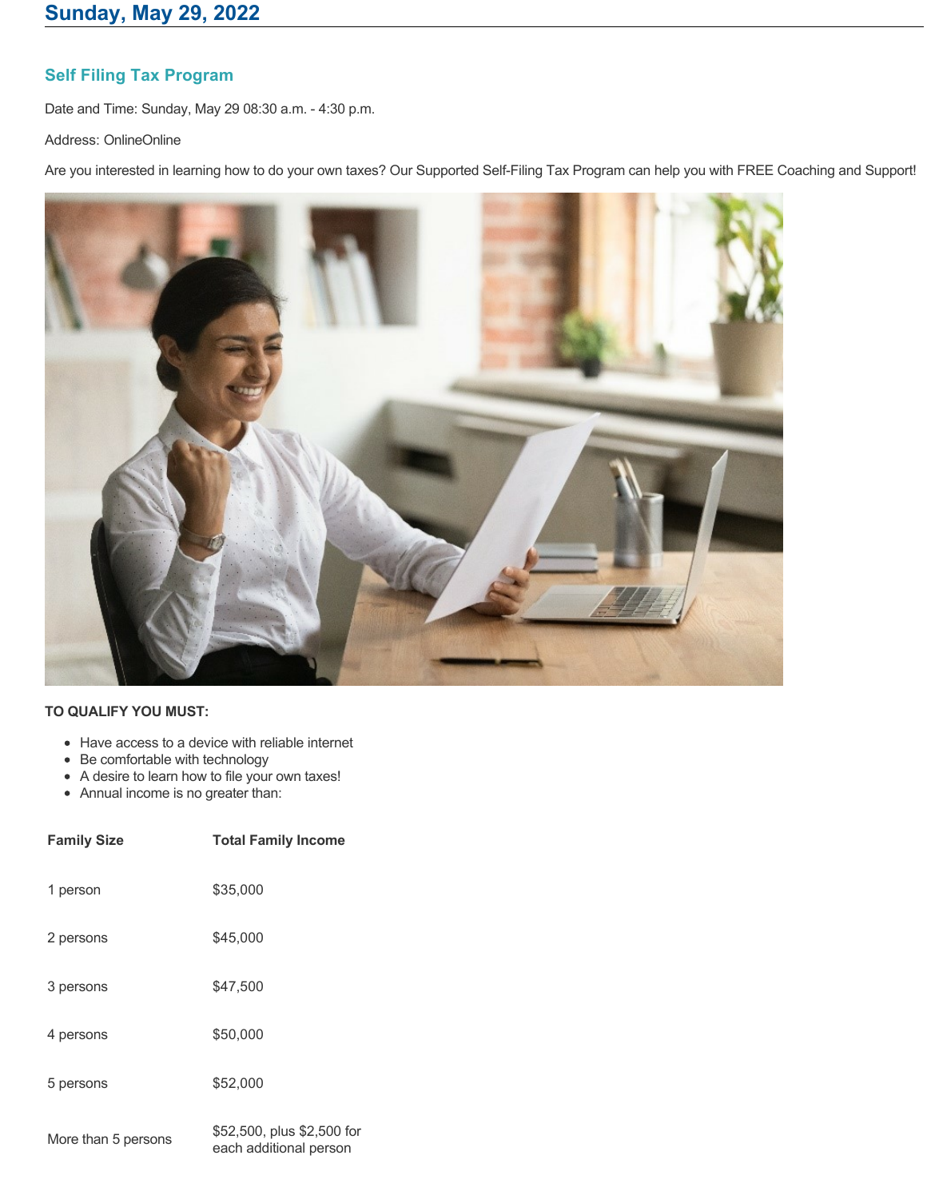## Sunday, May 29, 2022

### Self Filing Tax Program

Date and Time: Sunday, May 29 08:30 a.m. - 4:30 p.m.

Address: OnlineOnline

Are you interested in learning how to do your own taxes? Our Supported Self-Filing Tax Program can help you with FREE Coaching and Support!

**TO QUALIFY YOU MUST:**

- Have access to a device with reliable internet
- Be comfortable with technology
- A desire to learn how to file your own taxes!
- Annual income is no greater than:

| Family Size | Total Family Income |
|---|---|
| 1 person | $35,000 |
| 2 persons | $45,000 |
| 3 persons | $47,500 |
| 4 persons | $50,000 |
| 5 persons | $52,000 |
| More than 5 persons | $52,500, plus $2,500 for each additional person |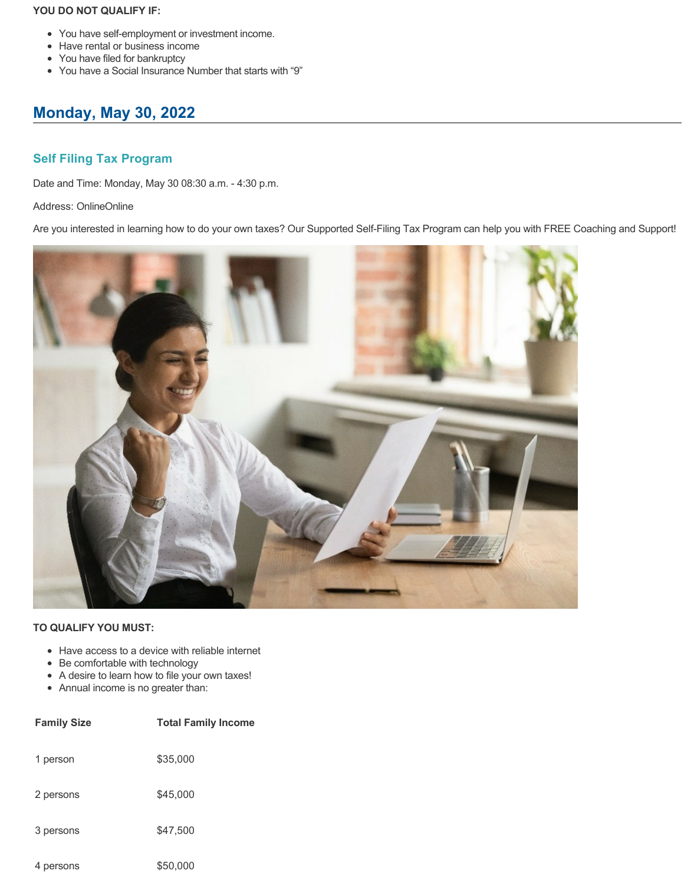**YOU DO NOT QUALIFY IF:**

- You have self-employment or investment income.
- Have rental or business income
- You have filed for bankruptcy
- You have a Social Insurance Number that starts with "9"

## Monday, May 30, 2022

### Self Filing Tax Program

Date and Time: Monday, May 30 08:30 a.m. - 4:30 p.m.

Address: OnlineOnline

Are you interested in learning how to do your own taxes? Our Supported Self-Filing Tax Program can help you with FREE Coaching and Support!

**TO QUALIFY YOU MUST:**

- Have access to a device with reliable internet
- Be comfortable with technology
- A desire to learn how to file your own taxes!
- Annual income is no greater than:

| Family Size | Total Family Income |
| --- | --- |
| 1 person | $35,000 |
| 2 persons | $45,000 |
| 3 persons | $47,500 |
| 4 persons | $50,000 |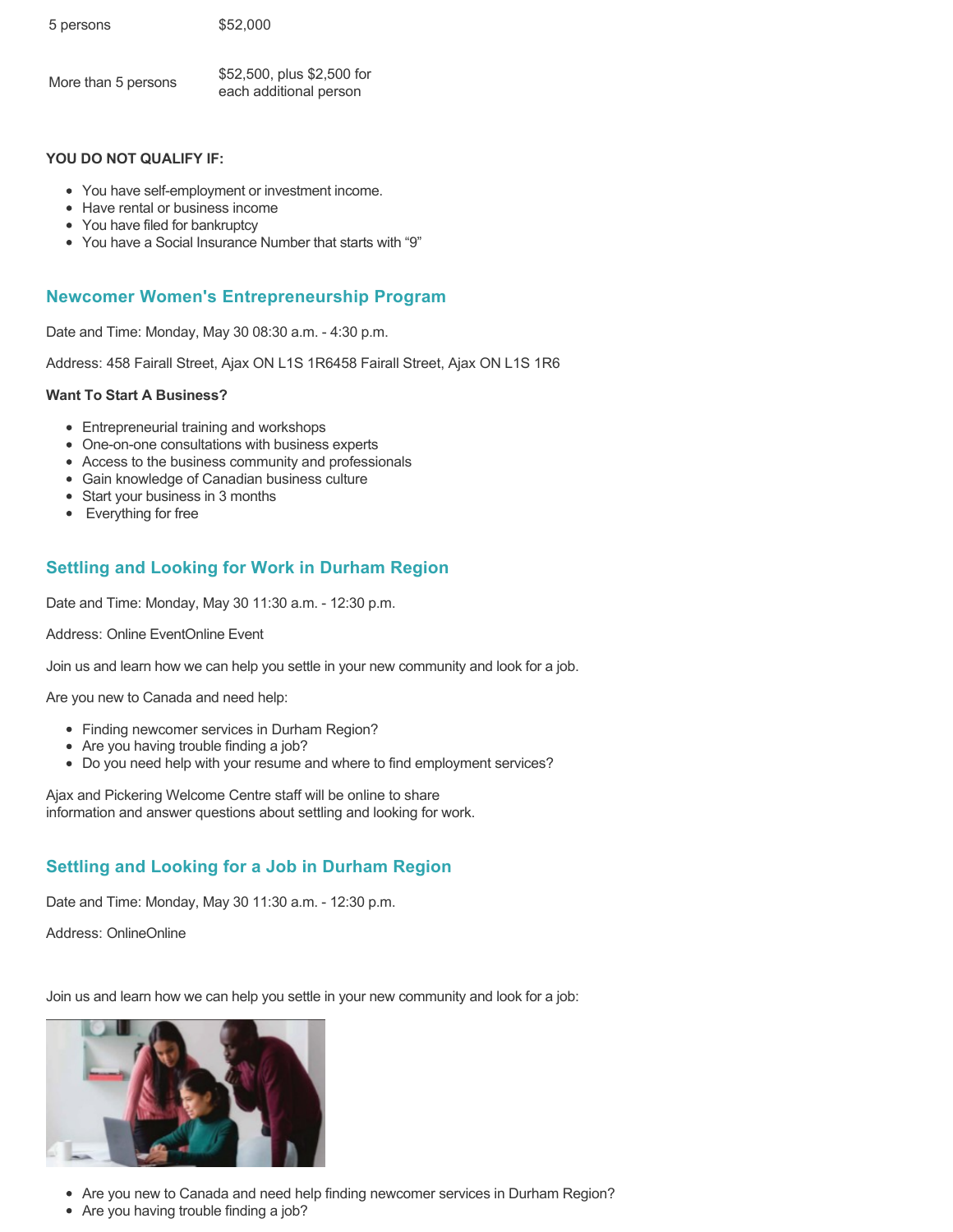| 5 persons | $52,000 |
| --- | --- |
| More than 5 persons | $52,500, plus $2,500 for each additional person |

**YOU DO NOT QUALIFY IF:**

- You have self-employment or investment income.
- Have rental or business income
- You have filed for bankruptcy
- You have a Social Insurance Number that starts with "9"

## Newcomer Women's Entrepreneurship Program

Date and Time: Monday, May 30 08:30 a.m. - 4:30 p.m.

Address: 458 Fairall Street, Ajax ON L1S 1R6458 Fairall Street, Ajax ON L1S 1R6

**Want To Start A Business?**

- Entrepreneurial training and workshops
- One-on-one consultations with business experts
- Access to the business community and professionals
- Gain knowledge of Canadian business culture
- Start your business in 3 months
- Everything for free

## Settling and Looking for Work in Durham Region

Date and Time: Monday, May 30 11:30 a.m. - 12:30 p.m.

Address: Online EventOnline Event

Join us and learn how we can help you settle in your new community and look for a job.

Are you new to Canada and need help:

- Finding newcomer services in Durham Region?
- Are you having trouble finding a job?
- Do you need help with your resume and where to find employment services?

Ajax and Pickering Welcome Centre staff will be online to share information and answer questions about settling and looking for work.

## Settling and Looking for a Job in Durham Region

Date and Time: Monday, May 30 11:30 a.m. - 12:30 p.m.

Address: OnlineOnline

Join us and learn how we can help you settle in your new community and look for a job:

- Are you new to Canada and need help finding newcomer services in Durham Region?
- Are you having trouble finding a job?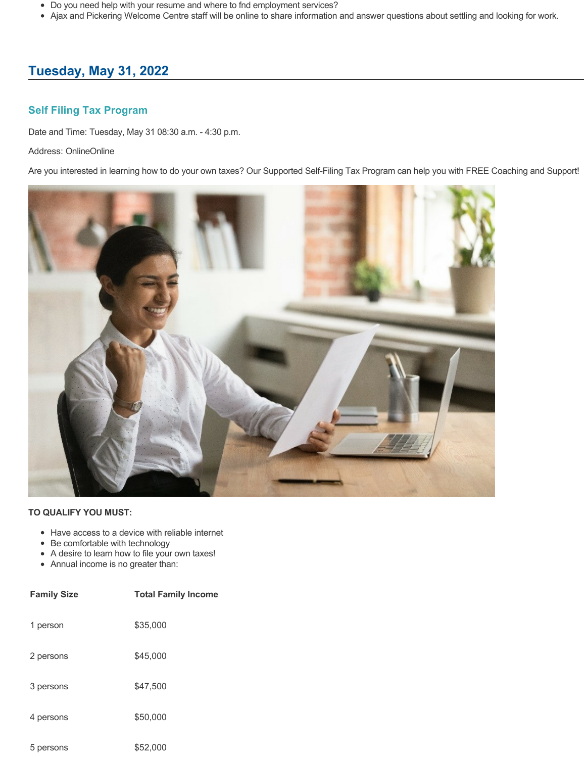- Do you need help with your resume and where to fnd employment services?
- Ajax and Pickering Welcome Centre staff will be online to share information and answer questions about settling and looking for work.

## Tuesday, May 31, 2022

### Self Filing Tax Program

Date and Time: Tuesday, May 31 08:30 a.m. - 4:30 p.m.

Address: OnlineOnline

Are you interested in learning how to do your own taxes? Our Supported Self-Filing Tax Program can help you with FREE Coaching and Support!

**TO QUALIFY YOU MUST:**

- Have access to a device with reliable internet
- Be comfortable with technology
- A desire to learn how to file your own taxes!
- Annual income is no greater than:

| Family Size | Total Family Income |
|---|---|
| 1 person | $35,000 |
| 2 persons | $45,000 |
| 3 persons | $47,500 |
| 4 persons | $50,000 |
| 5 persons | $52,000 |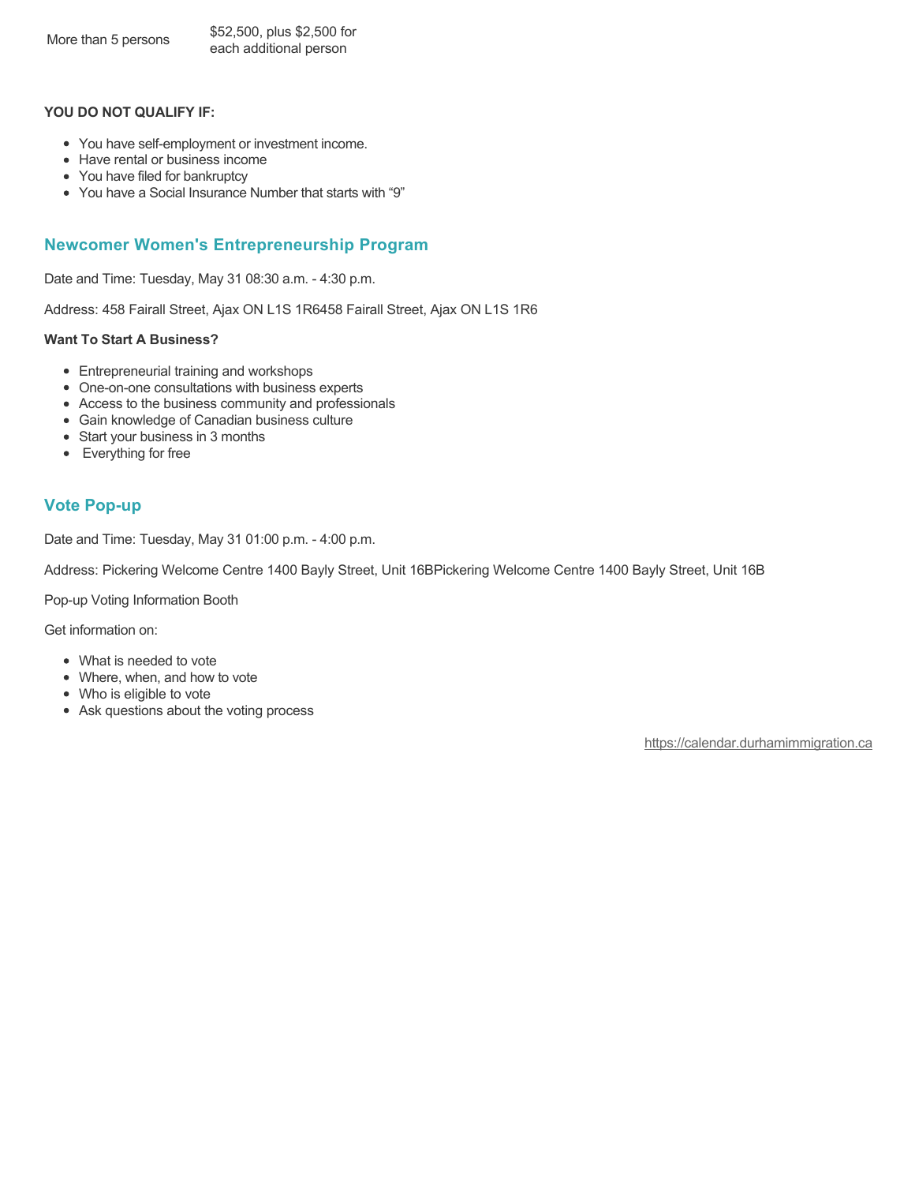| | |
|---|---|
| More than 5 persons | $52,500, plus $2,500 for each additional person |

**YOU DO NOT QUALIFY IF:**

- You have self-employment or investment income.
- Have rental or business income
- You have filed for bankruptcy
- You have a Social Insurance Number that starts with “9”

## Newcomer Women's Entrepreneurship Program

Date and Time: Tuesday, May 31 08:30 a.m. - 4:30 p.m.

Address: 458 Fairall Street, Ajax ON L1S 1R6458 Fairall Street, Ajax ON L1S 1R6

**Want To Start A Business?**

- Entrepreneurial training and workshops
- One-on-one consultations with business experts
- Access to the business community and professionals
- Gain knowledge of Canadian business culture
- Start your business in 3 months
- Everything for free

## Vote Pop-up

Date and Time: Tuesday, May 31 01:00 p.m. - 4:00 p.m.

Address: Pickering Welcome Centre 1400 Bayly Street, Unit 16BPickering Welcome Centre 1400 Bayly Street, Unit 16B

Pop-up Voting Information Booth

Get information on:

- What is needed to vote
- Where, when, and how to vote
- Who is eligible to vote
- Ask questions about the voting process

https://calendar.durhamimmigration.ca